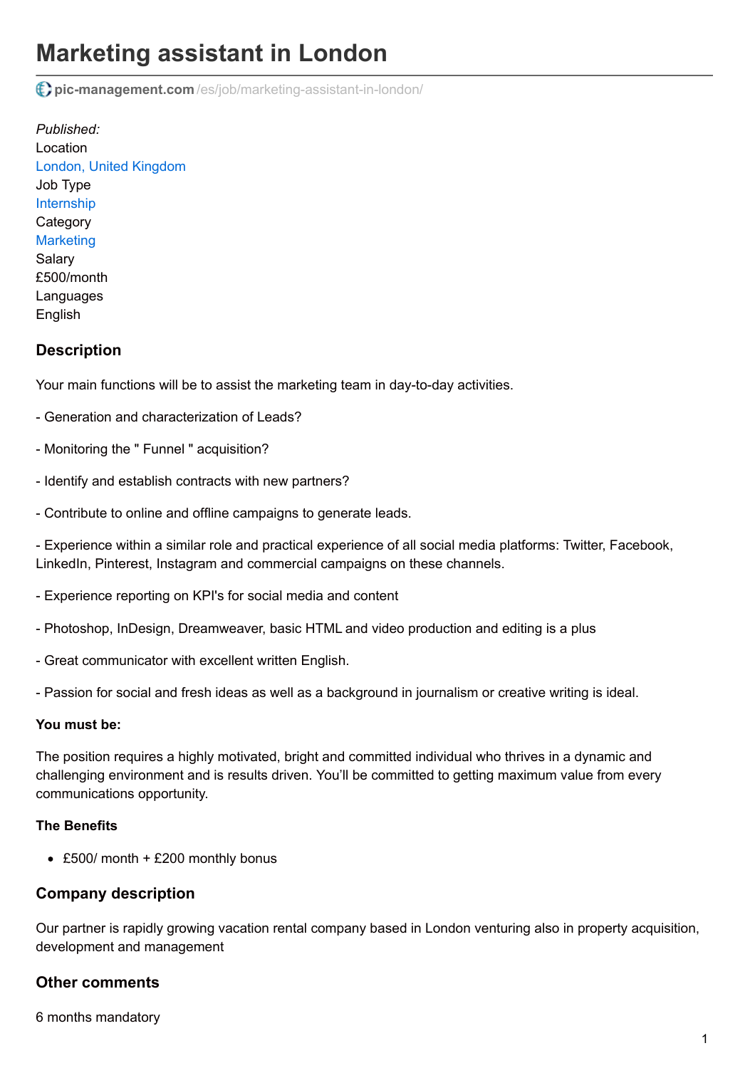# Marketing assistant in London

pic-management.com/es/job/marketing-assistant-in-london/

*Published:*
Location
London, United Kingdom
Job Type
Internship
Category
Marketing
Salary
£500/month
Languages
English

## Description

Your main functions will be to assist the marketing team in day-to-day activities.

- Generation and characterization of Leads?

- Monitoring the " Funnel " acquisition?

- Identify and establish contracts with new partners?

- Contribute to online and offline campaigns to generate leads.

- Experience within a similar role and practical experience of all social media platforms: Twitter, Facebook, LinkedIn, Pinterest, Instagram and commercial campaigns on these channels.

- Experience reporting on KPI's for social media and content

- Photoshop, InDesign, Dreamweaver, basic HTML and video production and editing is a plus

- Great communicator with excellent written English.

- Passion for social and fresh ideas as well as a background in journalism or creative writing is ideal.

**You must be:**

The position requires a highly motivated, bright and committed individual who thrives in a dynamic and challenging environment and is results driven. You'll be committed to getting maximum value from every communications opportunity.

**The Benefits**

- £500/ month + £200 monthly bonus

## Company description

Our partner is rapidly growing vacation rental company based in London venturing also in property acquisition, development and management

## Other comments

6 months mandatory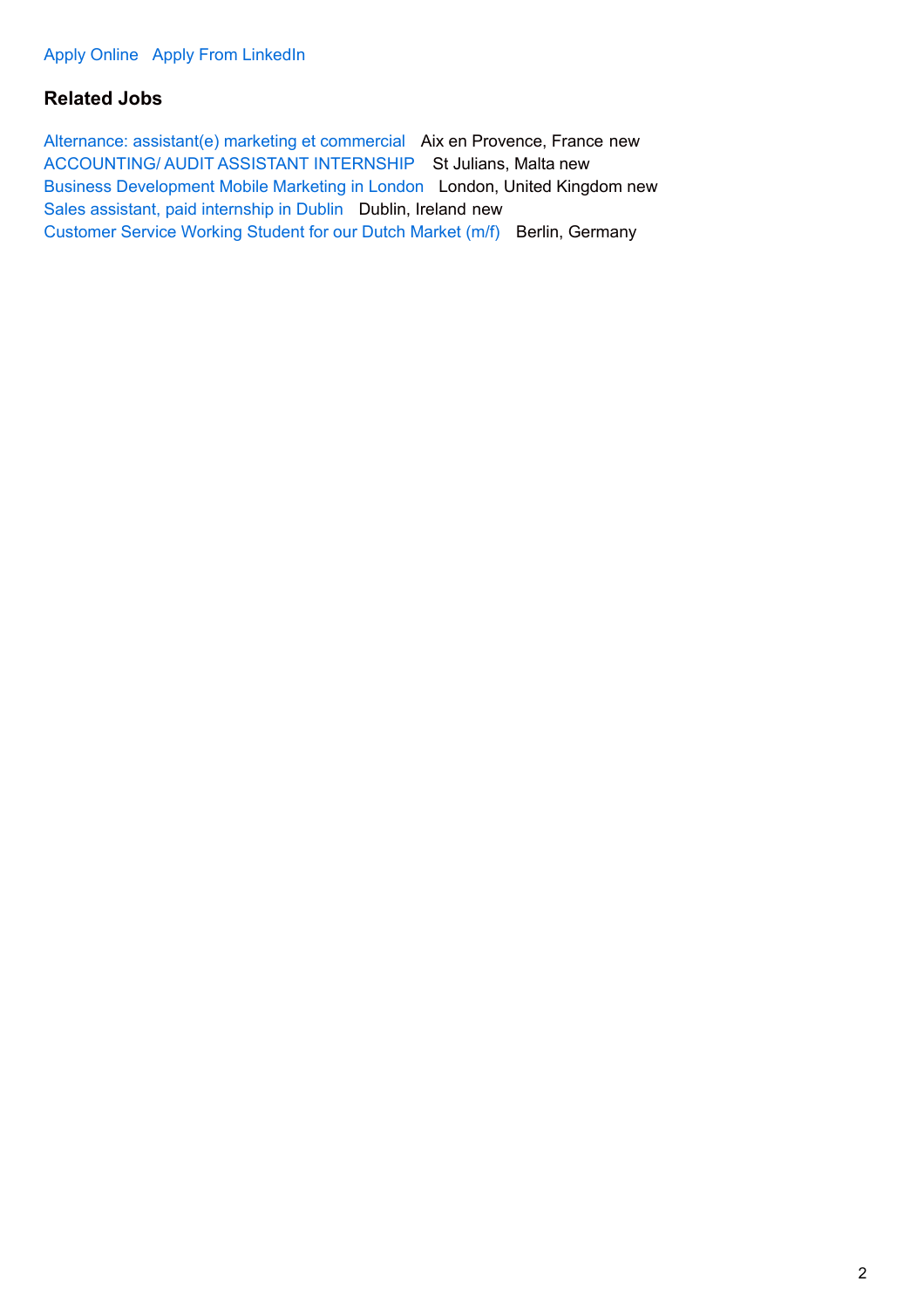Apply Online   Apply From LinkedIn

### Related Jobs

Alternance: assistant(e) marketing et commercial   Aix en Provence, France new
ACCOUNTING/ AUDIT ASSISTANT INTERNSHIP   St Julians, Malta new
Business Development Mobile Marketing in London   London, United Kingdom new
Sales assistant, paid internship in Dublin   Dublin, Ireland new
Customer Service Working Student for our Dutch Market (m/f)   Berlin, Germany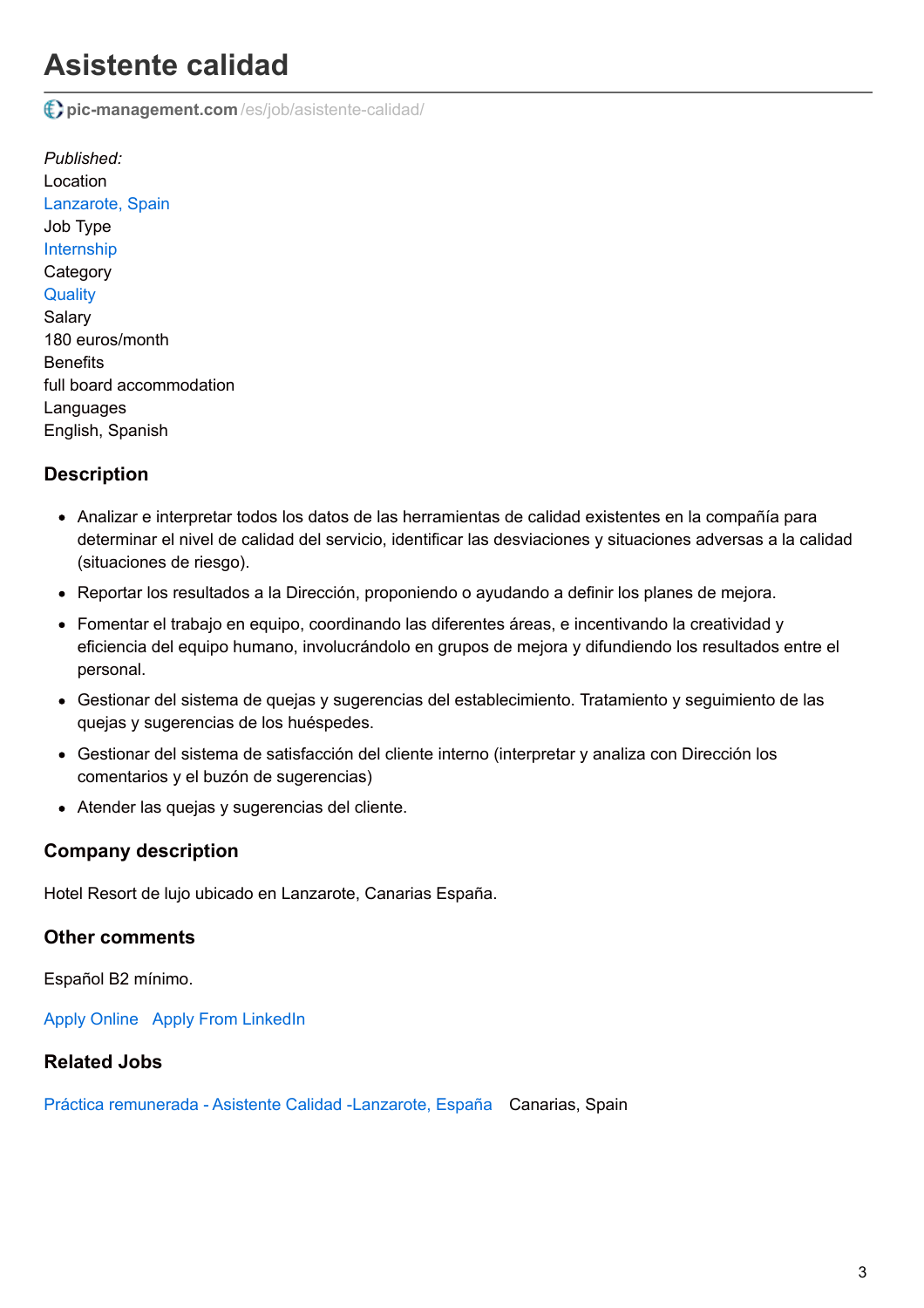# Asistente calidad

pic-management.com/es/job/asistente-calidad/

*Published:*
Location
Lanzarote, Spain
Job Type
Internship
Category
Quality
Salary
180 euros/month
Benefits
full board accommodation
Languages
English, Spanish

### Description

- Analizar e interpretar todos los datos de las herramientas de calidad existentes en la compañía para determinar el nivel de calidad del servicio, identificar las desviaciones y situaciones adversas a la calidad (situaciones de riesgo).
- Reportar los resultados a la Dirección, proponiendo o ayudando a definir los planes de mejora.
- Fomentar el trabajo en equipo, coordinando las diferentes áreas, e incentivando la creatividad y eficiencia del equipo humano, involucrándolo en grupos de mejora y difundiendo los resultados entre el personal.
- Gestionar del sistema de quejas y sugerencias del establecimiento. Tratamiento y seguimiento de las quejas y sugerencias de los huéspedes.
- Gestionar del sistema de satisfacción del cliente interno (interpretar y analiza con Dirección los comentarios y el buzón de sugerencias)
- Atender las quejas y sugerencias del cliente.

### Company description

Hotel Resort de lujo ubicado en Lanzarote, Canarias España.

### Other comments

Español B2 mínimo.

Apply Online   Apply From LinkedIn

### Related Jobs

Práctica remunerada - Asistente Calidad -Lanzarote, España   Canarias, Spain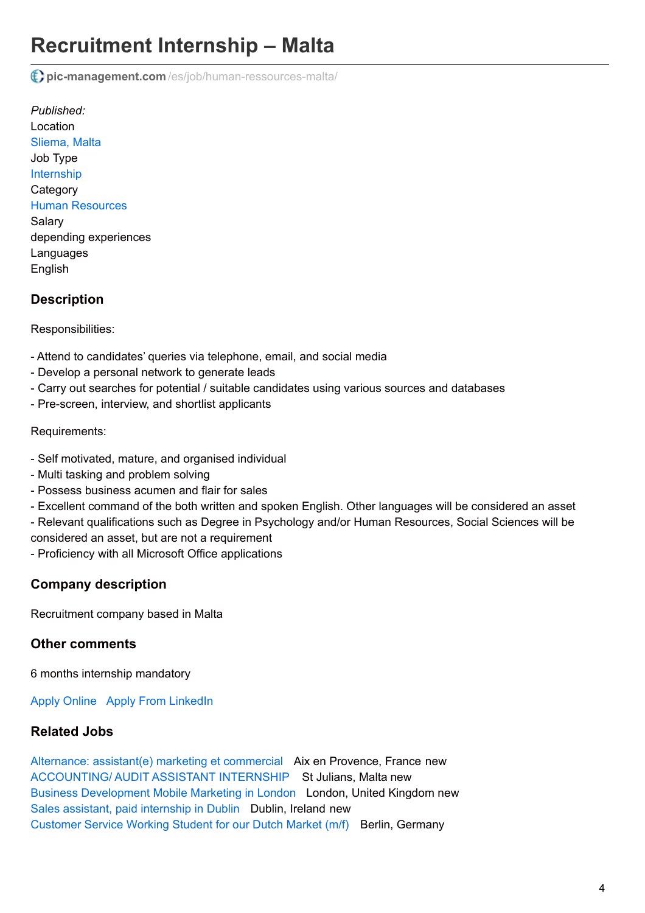# Recruitment Internship – Malta

pic-management.com/es/job/human-ressources-malta/

*Published:*
Location
Sliema, Malta
Job Type
Internship
Category
Human Resources
Salary
depending experiences
Languages
English

### Description

Responsibilities:

- Attend to candidates' queries via telephone, email, and social media
- Develop a personal network to generate leads
- Carry out searches for potential / suitable candidates using various sources and databases
- Pre-screen, interview, and shortlist applicants

Requirements:

- Self motivated, mature, and organised individual
- Multi tasking and problem solving
- Possess business acumen and flair for sales
- Excellent command of the both written and spoken English. Other languages will be considered an asset
- Relevant qualifications such as Degree in Psychology and/or Human Resources, Social Sciences will be considered an asset, but are not a requirement
- Proficiency with all Microsoft Office applications

### Company description

Recruitment company based in Malta

### Other comments

6 months internship mandatory

Apply Online   Apply From LinkedIn

### Related Jobs

Alternance: assistant(e) marketing et commercial   Aix en Provence, France new
ACCOUNTING/ AUDIT ASSISTANT INTERNSHIP   St Julians, Malta new
Business Development Mobile Marketing in London   London, United Kingdom new
Sales assistant, paid internship in Dublin   Dublin, Ireland new
Customer Service Working Student for our Dutch Market (m/f)   Berlin, Germany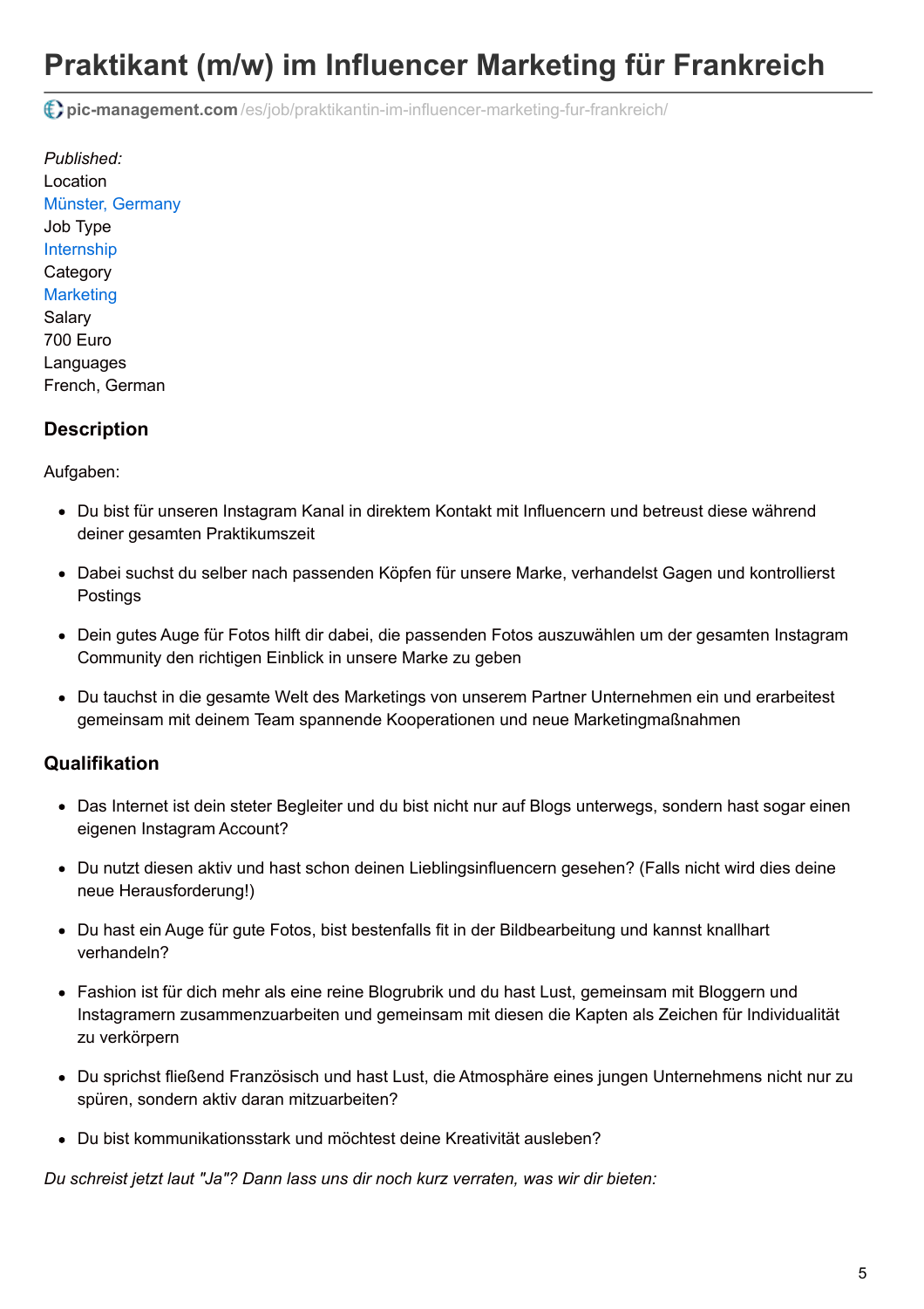# Praktikant (m/w) im Influencer Marketing für Frankreich

pic-management.com/es/job/praktikantin-im-influencer-marketing-fur-frankreich/

*Published:*
Location
Münster, Germany
Job Type
Internship
Category
Marketing
Salary
700 Euro
Languages
French, German

### Description

Aufgaben:

- Du bist für unseren Instagram Kanal in direktem Kontakt mit Influencern und betreust diese während deiner gesamten Praktikumszeit
- Dabei suchst du selber nach passenden Köpfen für unsere Marke, verhandelst Gagen und kontrollierst Postings
- Dein gutes Auge für Fotos hilft dir dabei, die passenden Fotos auszuwählen um der gesamten Instagram Community den richtigen Einblick in unsere Marke zu geben
- Du tauchst in die gesamte Welt des Marketings von unserem Partner Unternehmen ein und erarbeitest gemeinsam mit deinem Team spannende Kooperationen und neue Marketingmaßnahmen

### Qualifikation

- Das Internet ist dein steter Begleiter und du bist nicht nur auf Blogs unterwegs, sondern hast sogar einen eigenen Instagram Account?
- Du nutzt diesen aktiv und hast schon deinen Lieblingsinfluencern gesehen? (Falls nicht wird dies deine neue Herausforderung!)
- Du hast ein Auge für gute Fotos, bist bestenfalls fit in der Bildbearbeitung und kannst knallhart verhandeln?
- Fashion ist für dich mehr als eine reine Blogrubrik und du hast Lust, gemeinsam mit Bloggern und Instagramern zusammenzuarbeiten und gemeinsam mit diesen die Kapten als Zeichen für Individualität zu verkörpern
- Du sprichst fließend Französisch und hast Lust, die Atmosphäre eines jungen Unternehmens nicht nur zu spüren, sondern aktiv daran mitzuarbeiten?
- Du bist kommunikationsstark und möchtest deine Kreativität ausleben?

*Du schreist jetzt laut "Ja"? Dann lass uns dir noch kurz verraten, was wir dir bieten:*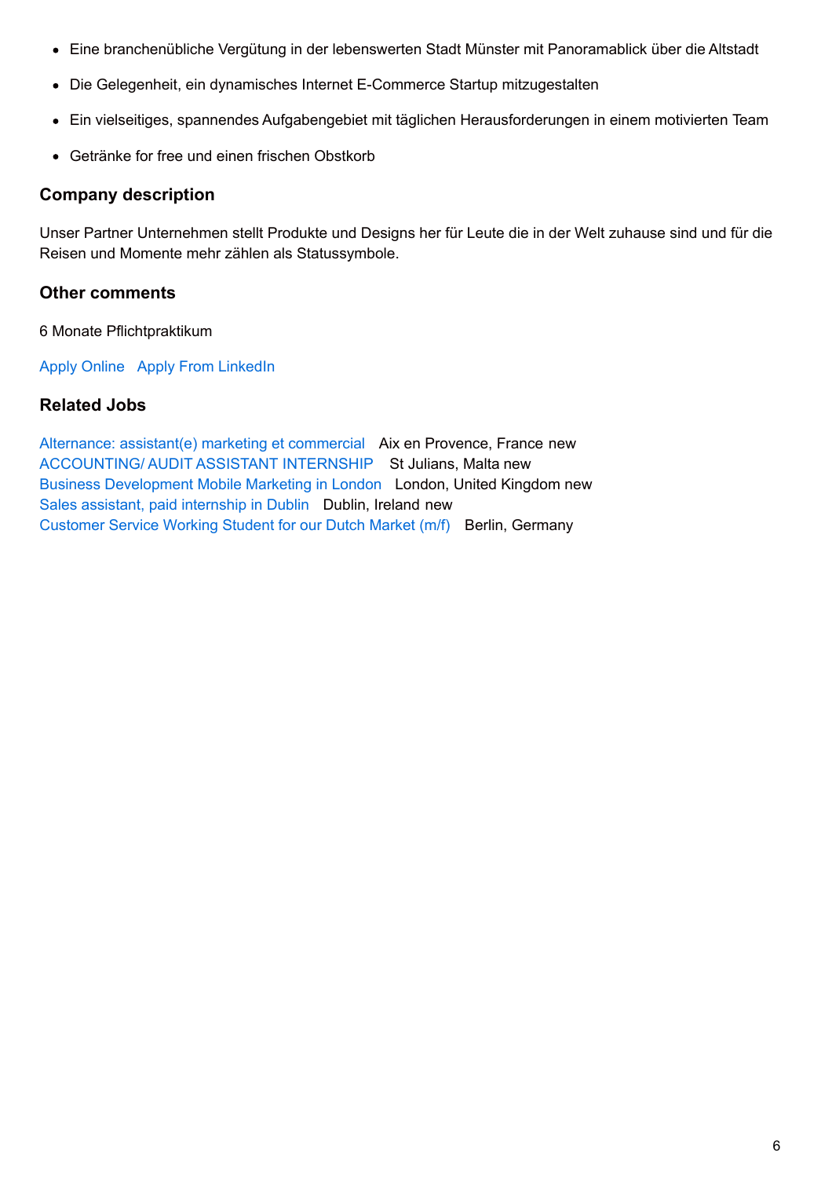- Eine branchenübliche Vergütung in der lebenswerten Stadt Münster mit Panoramablick über die Altstadt
- Die Gelegenheit, ein dynamisches Internet E-Commerce Startup mitzugestalten
- Ein vielseitiges, spannendes Aufgabengebiet mit täglichen Herausforderungen in einem motivierten Team
- Getränke for free und einen frischen Obstkorb

### Company description

Unser Partner Unternehmen stellt Produkte und Designs her für Leute die in der Welt zuhause sind und für die Reisen und Momente mehr zählen als Statussymbole.

### Other comments

6 Monate Pflichtpraktikum

Apply Online   Apply From LinkedIn

### Related Jobs

Alternance: assistant(e) marketing et commercial   Aix en Provence, France new
ACCOUNTING/ AUDIT ASSISTANT INTERNSHIP   St Julians, Malta new
Business Development Mobile Marketing in London   London, United Kingdom new
Sales assistant, paid internship in Dublin   Dublin, Ireland new
Customer Service Working Student for our Dutch Market (m/f)   Berlin, Germany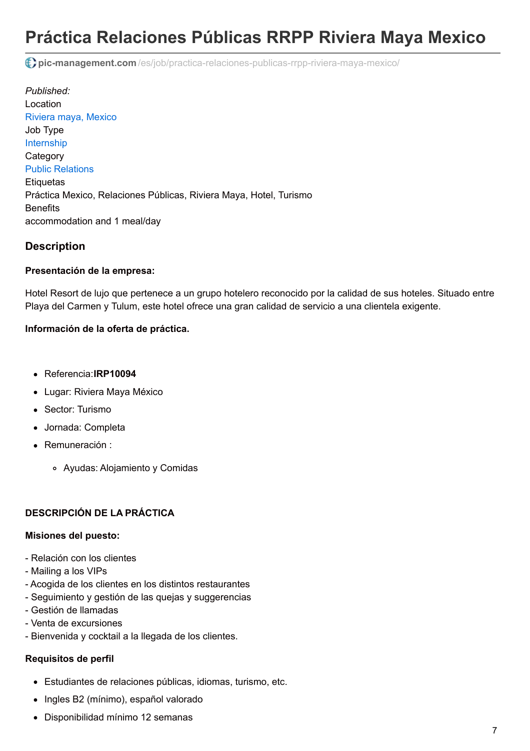# Práctica Relaciones Públicas RRPP Riviera Maya Mexico

pic-management.com/es/job/practica-relaciones-publicas-rrpp-riviera-maya-mexico/

*Published:*
Location
Riviera maya, Mexico
Job Type
Internship
Category
Public Relations
Etiquetas
Práctica Mexico, Relaciones Públicas, Riviera Maya, Hotel, Turismo
Benefits
accommodation and 1 meal/day

## Description

**Presentación de la empresa:**

Hotel Resort de lujo que pertenece a un grupo hotelero reconocido por la calidad de sus hoteles. Situado entre Playa del Carmen y Tulum, este hotel ofrece una gran calidad de servicio a una clientela exigente.

**Información de la oferta de práctica.**

- Referencia:**IRP10094**
- Lugar: Riviera Maya México
- Sector: Turismo
- Jornada: Completa
- Remuneración :
  - Ayudas: Alojamiento y Comidas

**DESCRIPCIÓN DE LA PRÁCTICA**

**Misiones del puesto:**

- Relación con los clientes
- Mailing a los VIPs
- Acogida de los clientes en los distintos restaurantes
- Seguimiento y gestión de las quejas y suggerencias
- Gestión de llamadas
- Venta de excursiones
- Bienvenida y cocktail a la llegada de los clientes.

**Requisitos de perfil**

- Estudiantes de relaciones públicas, idiomas, turismo, etc.
- Ingles B2 (mínimo), español valorado
- Disponibilidad mínimo 12 semanas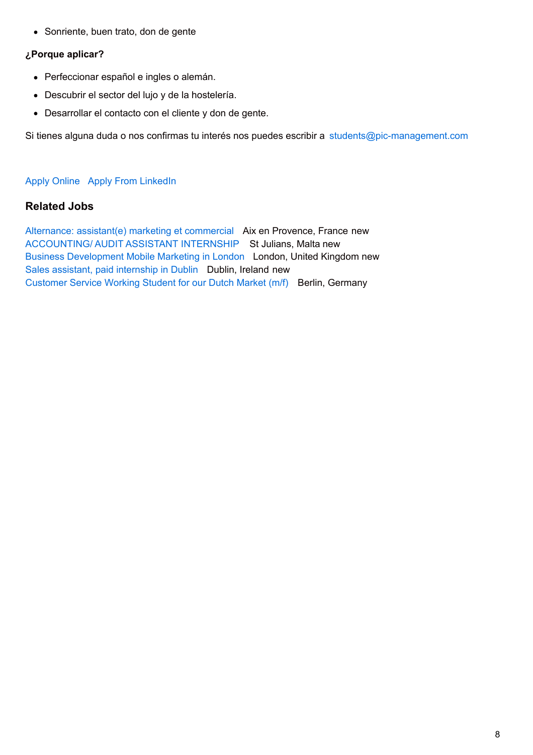- Sonriente, buen trato, don de gente

**¿Porque aplicar?**

- Perfeccionar español e ingles o alemán.
- Descubrir el sector del lujo y de la hostelería.
- Desarrollar el contacto con el cliente y don de gente.

Si tienes alguna duda o nos confirmas tu interés nos puedes escribir a students@pic-management.com

Apply Online   Apply From LinkedIn

### Related Jobs

Alternance: assistant(e) marketing et commercial   Aix en Provence, France new
ACCOUNTING/ AUDIT ASSISTANT INTERNSHIP   St Julians, Malta new
Business Development Mobile Marketing in London   London, United Kingdom new
Sales assistant, paid internship in Dublin   Dublin, Ireland new
Customer Service Working Student for our Dutch Market (m/f)   Berlin, Germany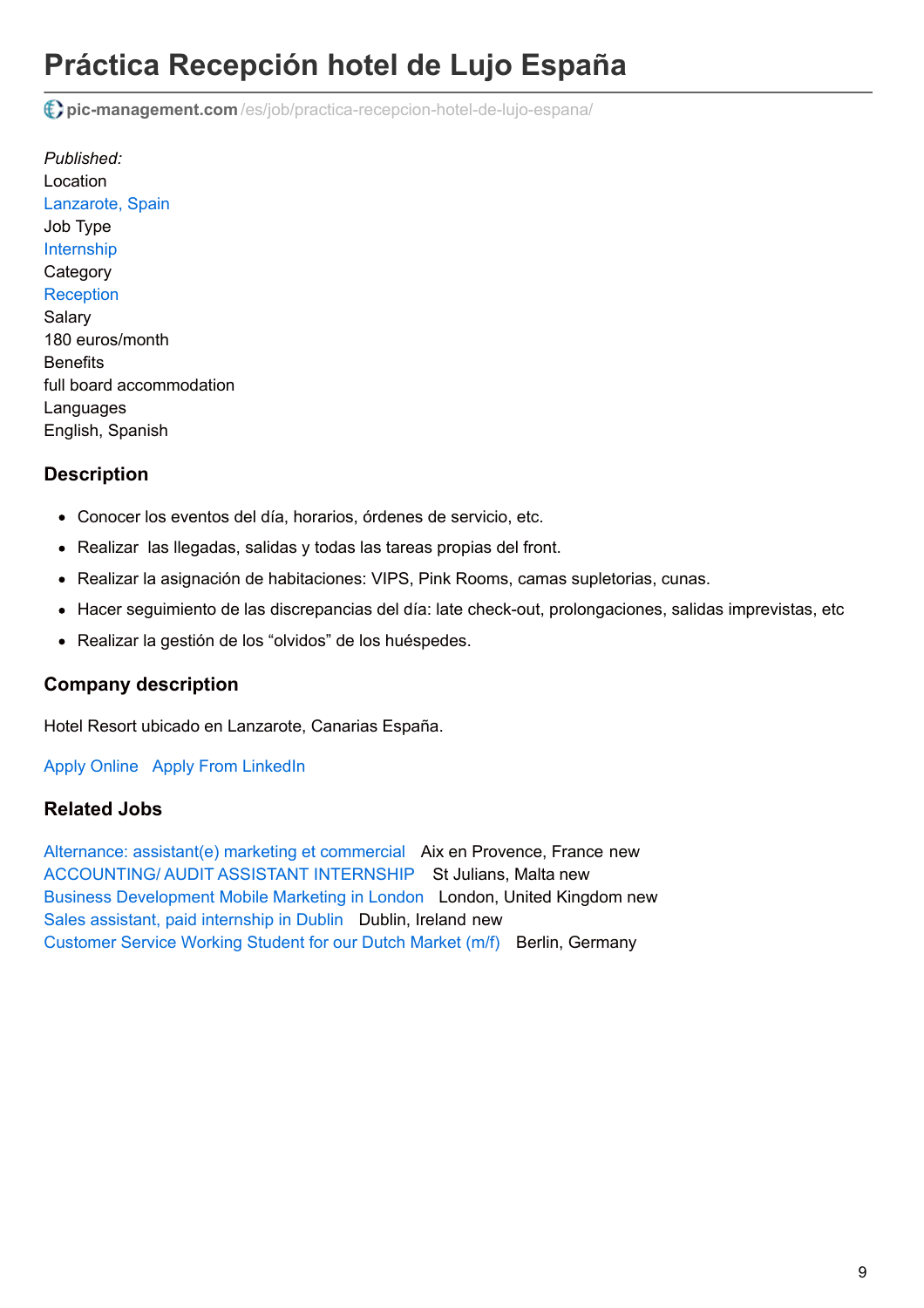# Práctica Recepción hotel de Lujo España

pic-management.com /es/job/practica-recepcion-hotel-de-lujo-espana/

*Published:*

Location

Lanzarote, Spain

Job Type

Internship

Category

Reception

Salary

180 euros/month

Benefits

full board accommodation

Languages

English, Spanish

## Description

- Conocer los eventos del día, horarios, órdenes de servicio, etc.
- Realizar las llegadas, salidas y todas las tareas propias del front.
- Realizar la asignación de habitaciones: VIPS, Pink Rooms, camas supletorias, cunas.
- Hacer seguimiento de las discrepancias del día: late check-out, prolongaciones, salidas imprevistas, etc
- Realizar la gestión de los "olvidos" de los huéspedes.

## Company description

Hotel Resort ubicado en Lanzarote, Canarias España.

Apply Online   Apply From LinkedIn

## Related Jobs

Alternance: assistant(e) marketing et commercial   Aix en Provence, France new
ACCOUNTING/ AUDIT ASSISTANT INTERNSHIP   St Julians, Malta new
Business Development Mobile Marketing in London   London, United Kingdom new
Sales assistant, paid internship in Dublin   Dublin, Ireland new
Customer Service Working Student for our Dutch Market (m/f)   Berlin, Germany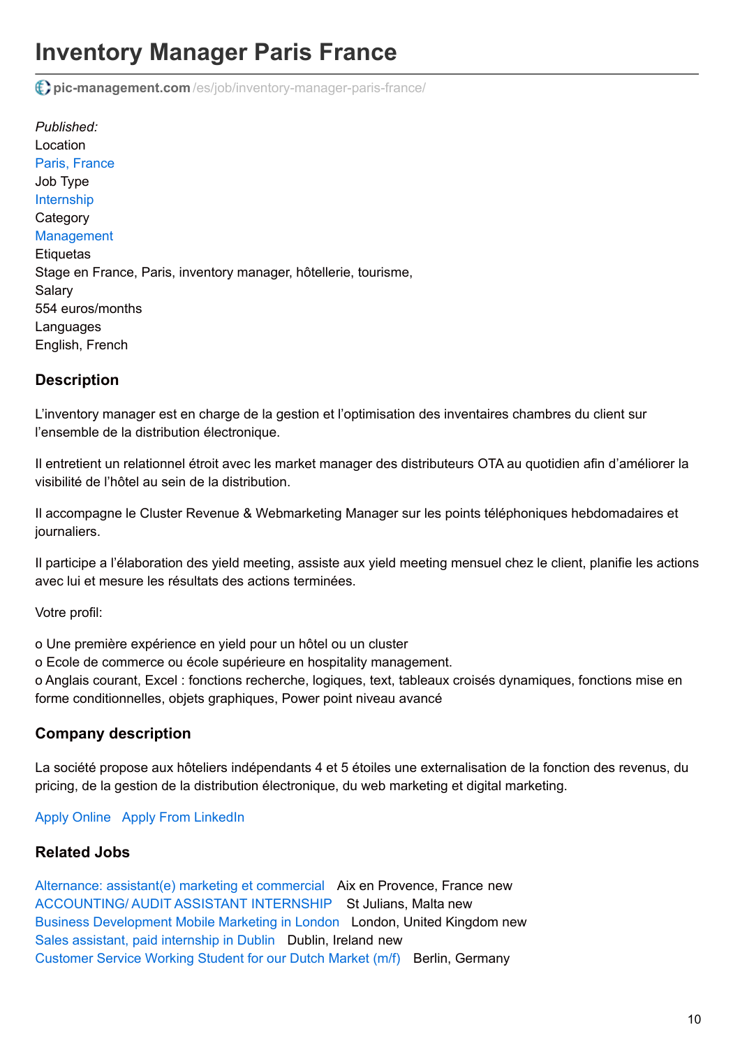# Inventory Manager Paris France

pic-management.com/es/job/inventory-manager-paris-france/

*Published:*
Location
Paris, France
Job Type
Internship
Category
Management
Etiquetas
Stage en France, Paris, inventory manager, hôtellerie, tourisme,
Salary
554 euros/months
Languages
English, French

### Description

L'inventory manager est en charge de la gestion et l'optimisation des inventaires chambres du client sur l'ensemble de la distribution électronique.

Il entretient un relationnel étroit avec les market manager des distributeurs OTA au quotidien afin d'améliorer la visibilité de l'hôtel au sein de la distribution.

Il accompagne le Cluster Revenue & Webmarketing Manager sur les points téléphoniques hebdomadaires et journaliers.

Il participe a l'élaboration des yield meeting, assiste aux yield meeting mensuel chez le client, planifie les actions avec lui et mesure les résultats des actions terminées.

Votre profil:

o Une première expérience en yield pour un hôtel ou un cluster
o Ecole de commerce ou école supérieure en hospitality management.
o Anglais courant, Excel : fonctions recherche, logiques, text, tableaux croisés dynamiques, fonctions mise en forme conditionnelles, objets graphiques, Power point niveau avancé

### Company description

La société propose aux hôteliers indépendants 4 et 5 étoiles une externalisation de la fonction des revenus, du pricing, de la gestion de la distribution électronique, du web marketing et digital marketing.

Apply Online   Apply From LinkedIn

### Related Jobs

Alternance: assistant(e) marketing et commercial   Aix en Provence, France new
ACCOUNTING/ AUDIT ASSISTANT INTERNSHIP   St Julians, Malta new
Business Development Mobile Marketing in London   London, United Kingdom new
Sales assistant, paid internship in Dublin   Dublin, Ireland new
Customer Service Working Student for our Dutch Market (m/f)   Berlin, Germany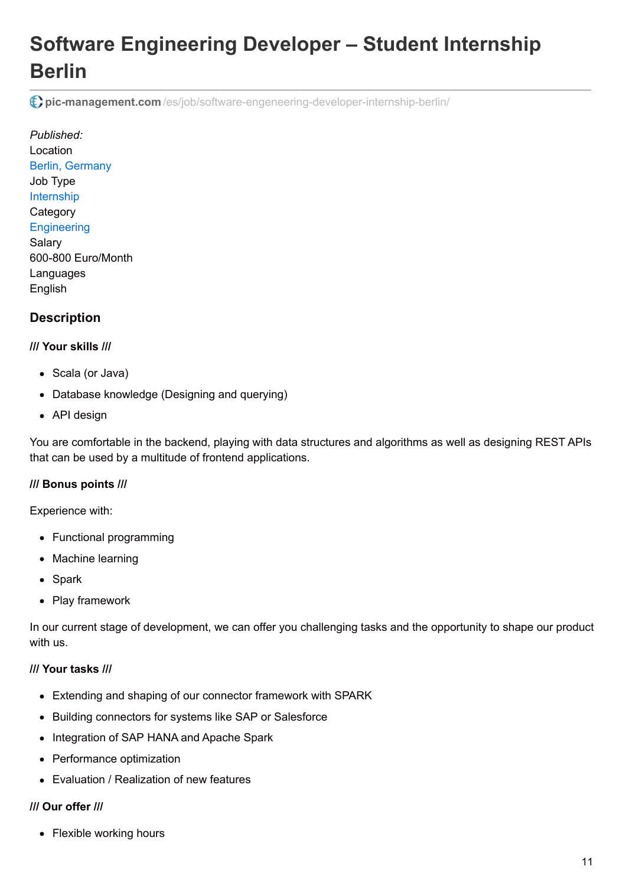# Software Engineering Developer – Student Internship Berlin

pic-management.com/es/job/software-engeneering-developer-internship-berlin/

*Published:*
Location
Berlin, Germany
Job Type
Internship
Category
Engineering
Salary
600-800 Euro/Month
Languages
English

## Description

**/// Your skills ///**

- Scala (or Java)
- Database knowledge (Designing and querying)
- API design

You are comfortable in the backend, playing with data structures and algorithms as well as designing REST APIs that can be used by a multitude of frontend applications.

**/// Bonus points ///**

Experience with:

- Functional programming
- Machine learning
- Spark
- Play framework

In our current stage of development, we can offer you challenging tasks and the opportunity to shape our product with us.

**/// Your tasks ///**

- Extending and shaping of our connector framework with SPARK
- Building connectors for systems like SAP or Salesforce
- Integration of SAP HANA and Apache Spark
- Performance optimization
- Evaluation / Realization of new features

**/// Our offer ///**

- Flexible working hours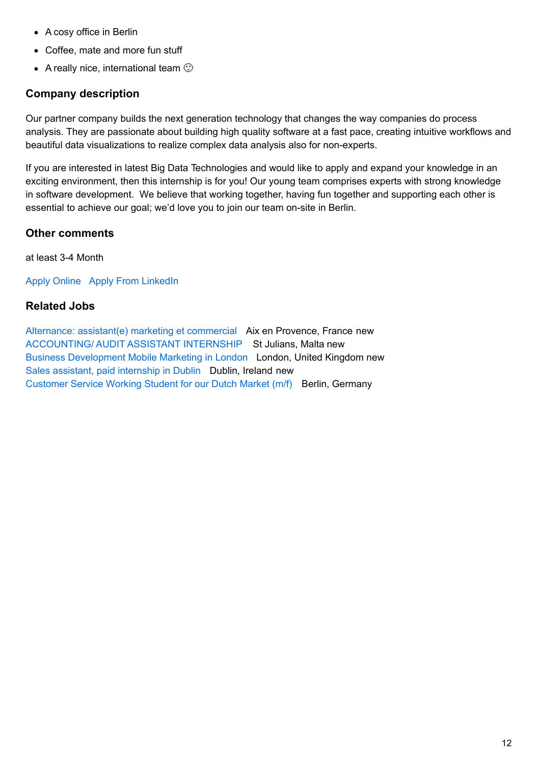- A cosy office in Berlin
- Coffee, mate and more fun stuff
- A really nice, international team ☺

## Company description

Our partner company builds the next generation technology that changes the way companies do process analysis. They are passionate about building high quality software at a fast pace, creating intuitive workflows and beautiful data visualizations to realize complex data analysis also for non-experts.

If you are interested in latest Big Data Technologies and would like to apply and expand your knowledge in an exciting environment, then this internship is for you! Our young team comprises experts with strong knowledge in software development.  We believe that working together, having fun together and supporting each other is essential to achieve our goal; we'd love you to join our team on-site in Berlin.

## Other comments

at least 3-4 Month

Apply Online   Apply From LinkedIn

## Related Jobs

Alternance: assistant(e) marketing et commercial   Aix en Provence, France new
ACCOUNTING/ AUDIT ASSISTANT INTERNSHIP   St Julians, Malta new
Business Development Mobile Marketing in London   London, United Kingdom new
Sales assistant, paid internship in Dublin   Dublin, Ireland new
Customer Service Working Student for our Dutch Market (m/f)   Berlin, Germany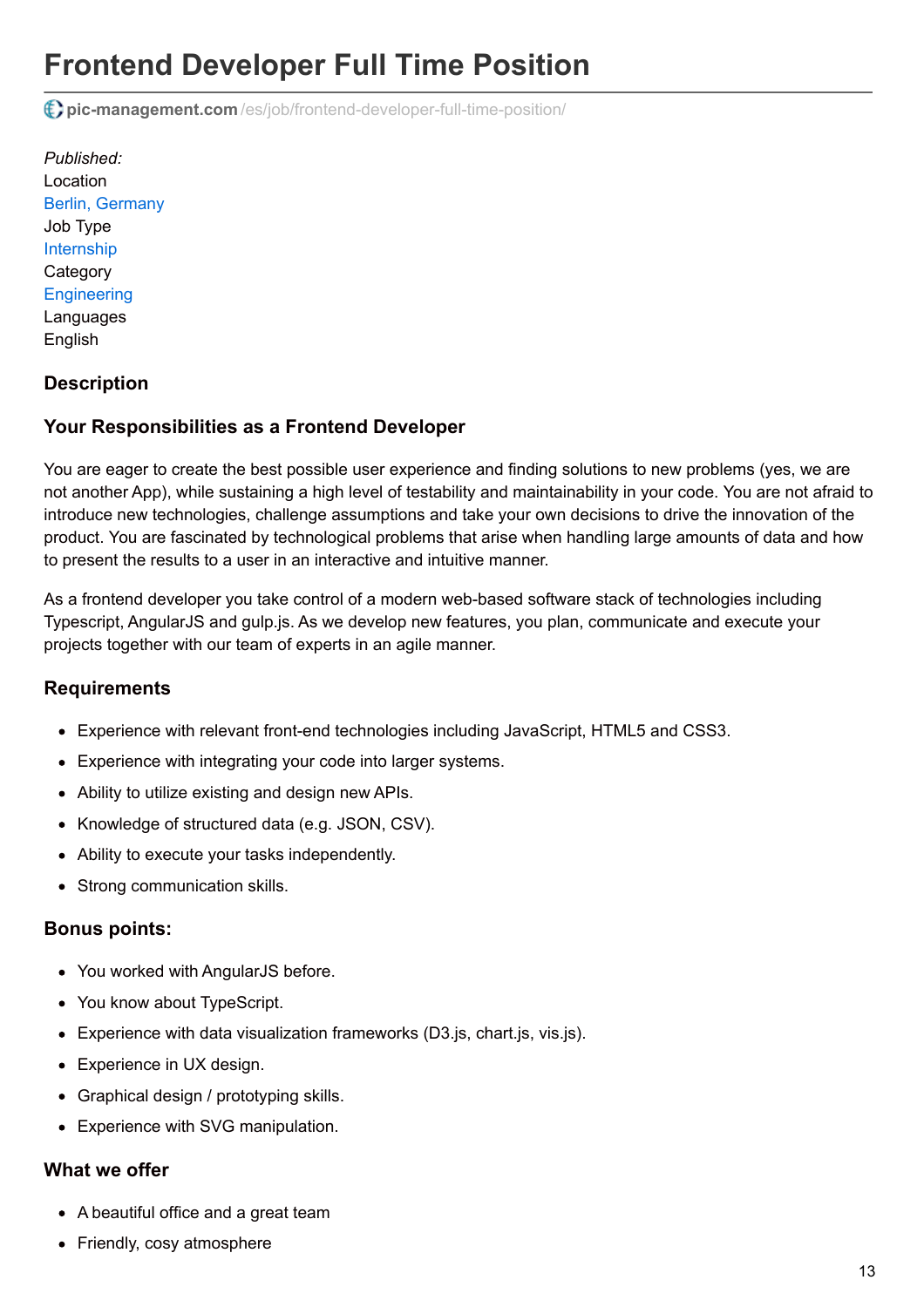# Frontend Developer Full Time Position

pic-management.com/es/job/frontend-developer-full-time-position/

*Published:*
Location
Berlin, Germany
Job Type
Internship
Category
Engineering
Languages
English

### Description

### Your Responsibilities as a Frontend Developer

You are eager to create the best possible user experience and finding solutions to new problems (yes, we are not another App), while sustaining a high level of testability and maintainability in your code. You are not afraid to introduce new technologies, challenge assumptions and take your own decisions to drive the innovation of the product. You are fascinated by technological problems that arise when handling large amounts of data and how to present the results to a user in an interactive and intuitive manner.

As a frontend developer you take control of a modern web-based software stack of technologies including Typescript, AngularJS and gulp.js. As we develop new features, you plan, communicate and execute your projects together with our team of experts in an agile manner.

### Requirements

- Experience with relevant front-end technologies including JavaScript, HTML5 and CSS3.
- Experience with integrating your code into larger systems.
- Ability to utilize existing and design new APIs.
- Knowledge of structured data (e.g. JSON, CSV).
- Ability to execute your tasks independently.
- Strong communication skills.

### Bonus points:

- You worked with AngularJS before.
- You know about TypeScript.
- Experience with data visualization frameworks (D3.js, chart.js, vis.js).
- Experience in UX design.
- Graphical design / prototyping skills.
- Experience with SVG manipulation.

### What we offer

- A beautiful office and a great team
- Friendly, cosy atmosphere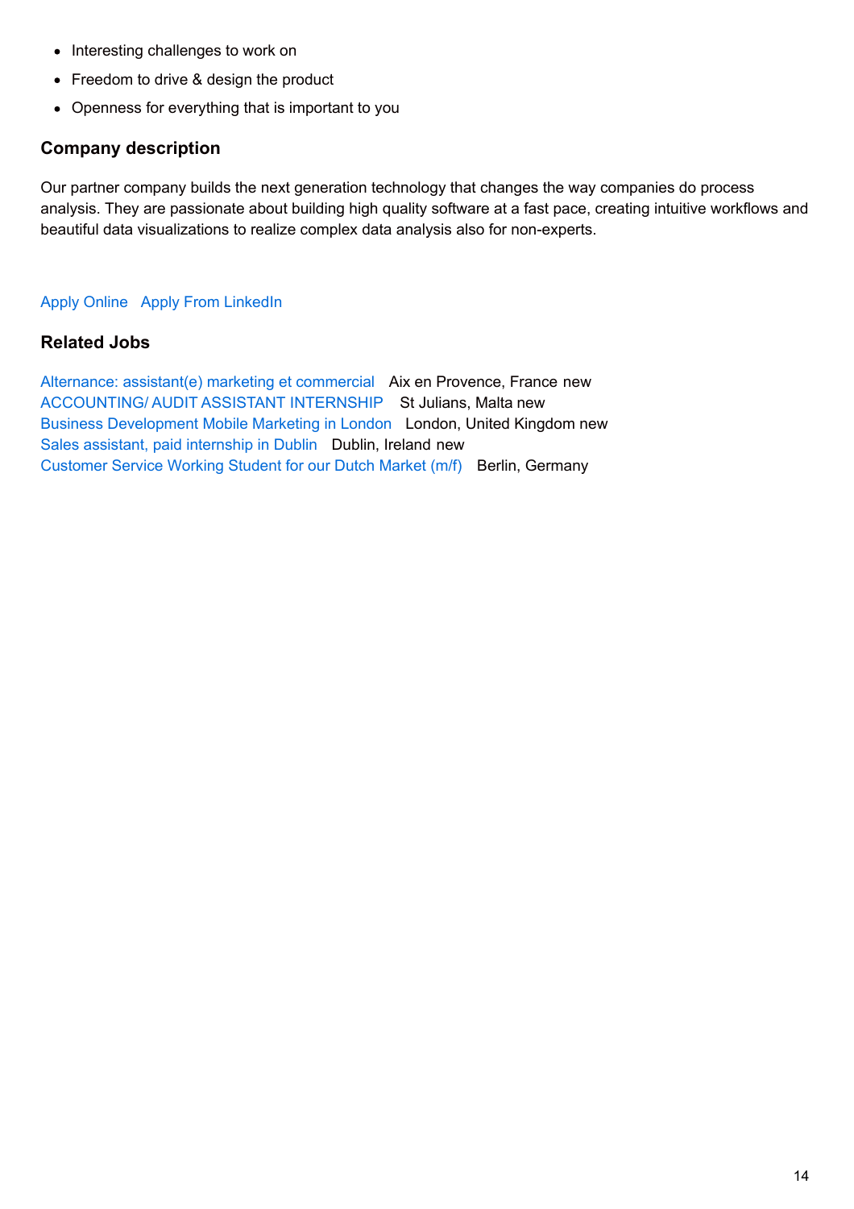- Interesting challenges to work on
- Freedom to drive & design the product
- Openness for everything that is important to you

### Company description

Our partner company builds the next generation technology that changes the way companies do process analysis. They are passionate about building high quality software at a fast pace, creating intuitive workflows and beautiful data visualizations to realize complex data analysis also for non-experts.

Apply Online   Apply From LinkedIn

### Related Jobs

Alternance: assistant(e) marketing et commercial   Aix en Provence, France new
ACCOUNTING/ AUDIT ASSISTANT INTERNSHIP   St Julians, Malta new
Business Development Mobile Marketing in London   London, United Kingdom new
Sales assistant, paid internship in Dublin   Dublin, Ireland new
Customer Service Working Student for our Dutch Market (m/f)   Berlin, Germany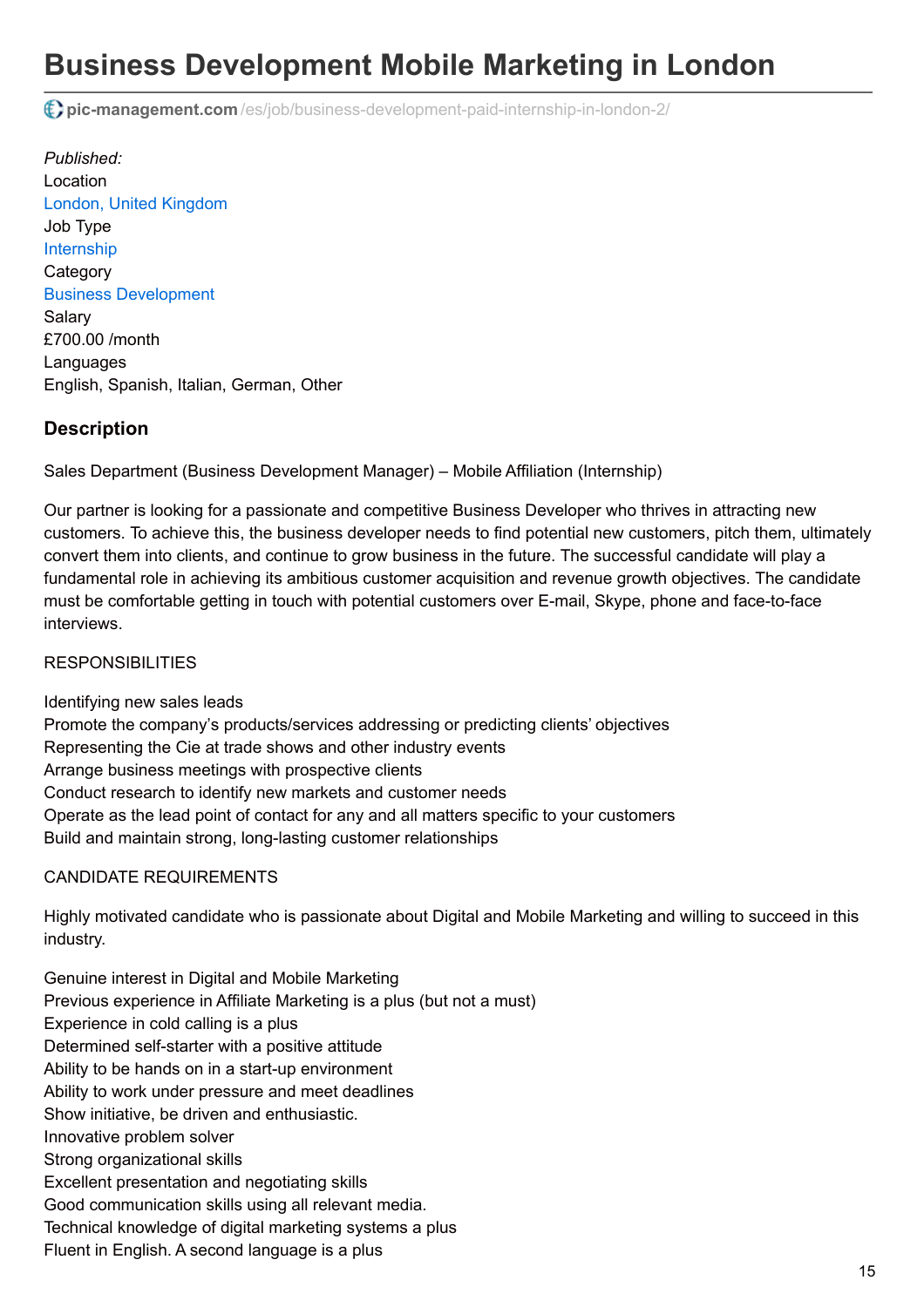# Business Development Mobile Marketing in London

pic-management.com/es/job/business-development-paid-internship-in-london-2/

*Published:*

Location

London, United Kingdom

Job Type

Internship

Category

Business Development

Salary

£700.00 /month

Languages

English, Spanish, Italian, German, Other

### Description

Sales Department (Business Development Manager) – Mobile Affiliation (Internship)

Our partner is looking for a passionate and competitive Business Developer who thrives in attracting new customers. To achieve this, the business developer needs to find potential new customers, pitch them, ultimately convert them into clients, and continue to grow business in the future. The successful candidate will play a fundamental role in achieving its ambitious customer acquisition and revenue growth objectives. The candidate must be comfortable getting in touch with potential customers over E-mail, Skype, phone and face-to-face interviews.

RESPONSIBILITIES

Identifying new sales leads
Promote the company's products/services addressing or predicting clients' objectives
Representing the Cie at trade shows and other industry events
Arrange business meetings with prospective clients
Conduct research to identify new markets and customer needs
Operate as the lead point of contact for any and all matters specific to your customers
Build and maintain strong, long-lasting customer relationships

CANDIDATE REQUIREMENTS

Highly motivated candidate who is passionate about Digital and Mobile Marketing and willing to succeed in this industry.

Genuine interest in Digital and Mobile Marketing
Previous experience in Affiliate Marketing is a plus (but not a must)
Experience in cold calling is a plus
Determined self-starter with a positive attitude
Ability to be hands on in a start-up environment
Ability to work under pressure and meet deadlines
Show initiative, be driven and enthusiastic.
Innovative problem solver
Strong organizational skills
Excellent presentation and negotiating skills
Good communication skills using all relevant media.
Technical knowledge of digital marketing systems a plus
Fluent in English. A second language is a plus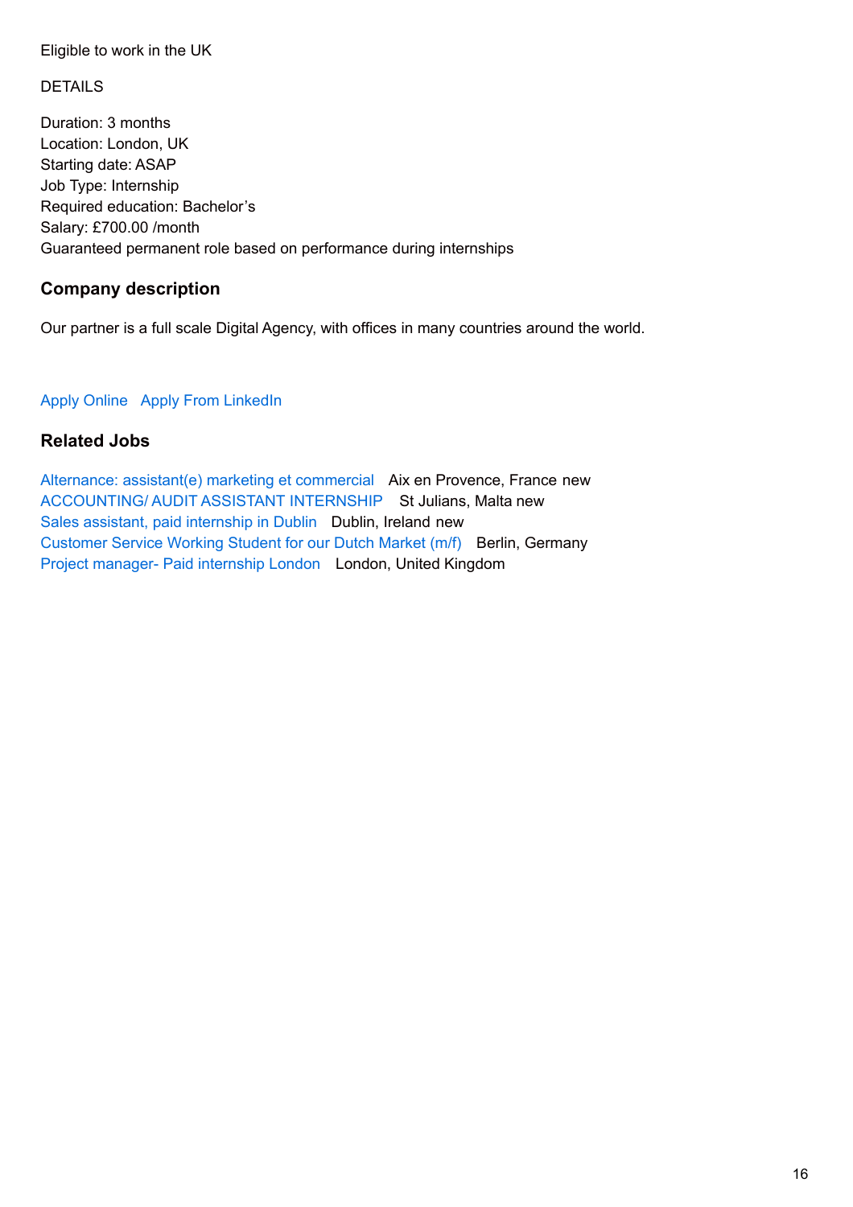Eligible to work in the UK

DETAILS

Duration: 3 months
Location: London, UK
Starting date: ASAP
Job Type: Internship
Required education: Bachelor's
Salary: £700.00 /month
Guaranteed permanent role based on performance during internships

### Company description

Our partner is a full scale Digital Agency, with offices in many countries around the world.

Apply Online   Apply From LinkedIn

### Related Jobs

Alternance: assistant(e) marketing et commercial   Aix en Provence, France new
ACCOUNTING/ AUDIT ASSISTANT INTERNSHIP   St Julians, Malta new
Sales assistant, paid internship in Dublin   Dublin, Ireland new
Customer Service Working Student for our Dutch Market (m/f)   Berlin, Germany
Project manager- Paid internship London   London, United Kingdom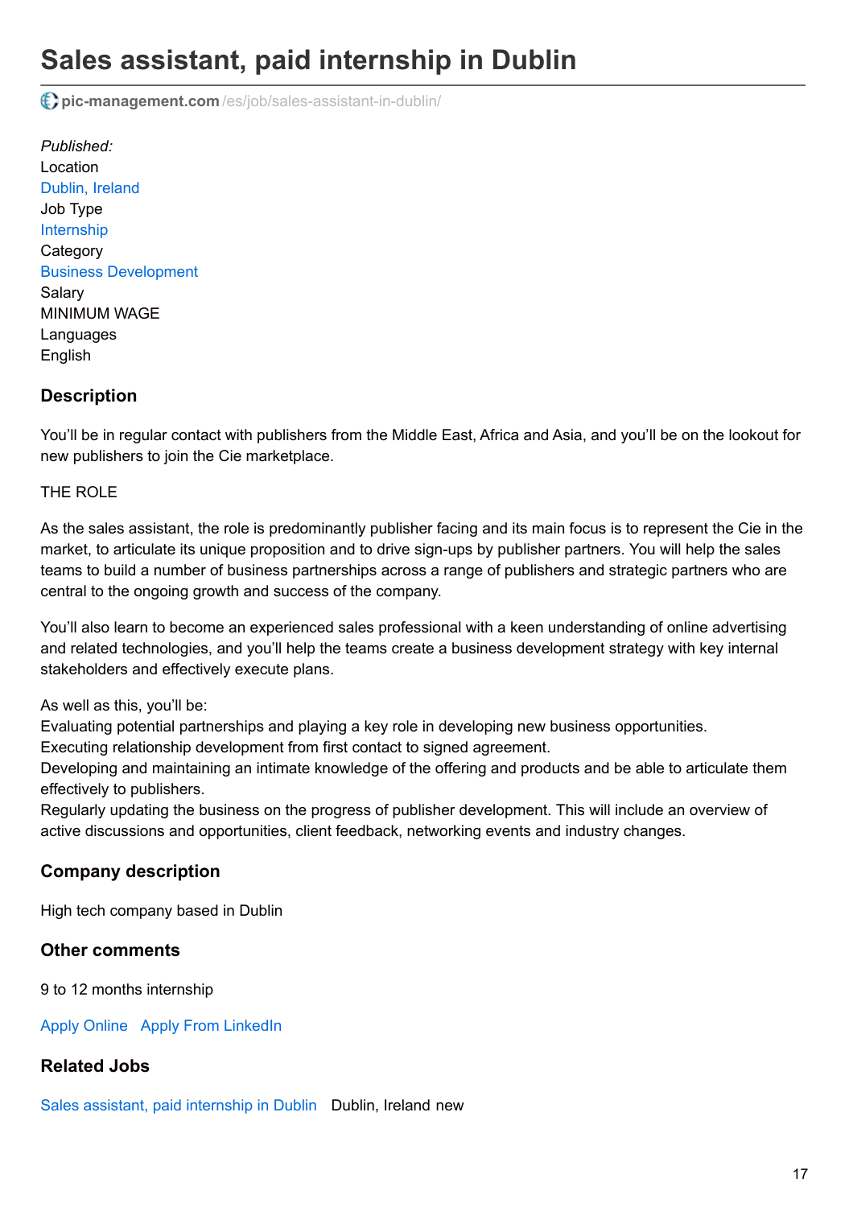# Sales assistant, paid internship in Dublin

pic-management.com/es/job/sales-assistant-in-dublin/

*Published:*
Location
Dublin, Ireland
Job Type
Internship
Category
Business Development
Salary
MINIMUM WAGE
Languages
English

## Description

You'll be in regular contact with publishers from the Middle East, Africa and Asia, and you'll be on the lookout for new publishers to join the Cie marketplace.

THE ROLE

As the sales assistant, the role is predominantly publisher facing and its main focus is to represent the Cie in the market, to articulate its unique proposition and to drive sign-ups by publisher partners. You will help the sales teams to build a number of business partnerships across a range of publishers and strategic partners who are central to the ongoing growth and success of the company.

You'll also learn to become an experienced sales professional with a keen understanding of online advertising and related technologies, and you'll help the teams create a business development strategy with key internal stakeholders and effectively execute plans.

As well as this, you'll be:
Evaluating potential partnerships and playing a key role in developing new business opportunities.
Executing relationship development from first contact to signed agreement.
Developing and maintaining an intimate knowledge of the offering and products and be able to articulate them effectively to publishers.
Regularly updating the business on the progress of publisher development. This will include an overview of active discussions and opportunities, client feedback, networking events and industry changes.

## Company description

High tech company based in Dublin

## Other comments

9 to 12 months internship

Apply Online   Apply From LinkedIn

## Related Jobs

Sales assistant, paid internship in Dublin   Dublin, Ireland new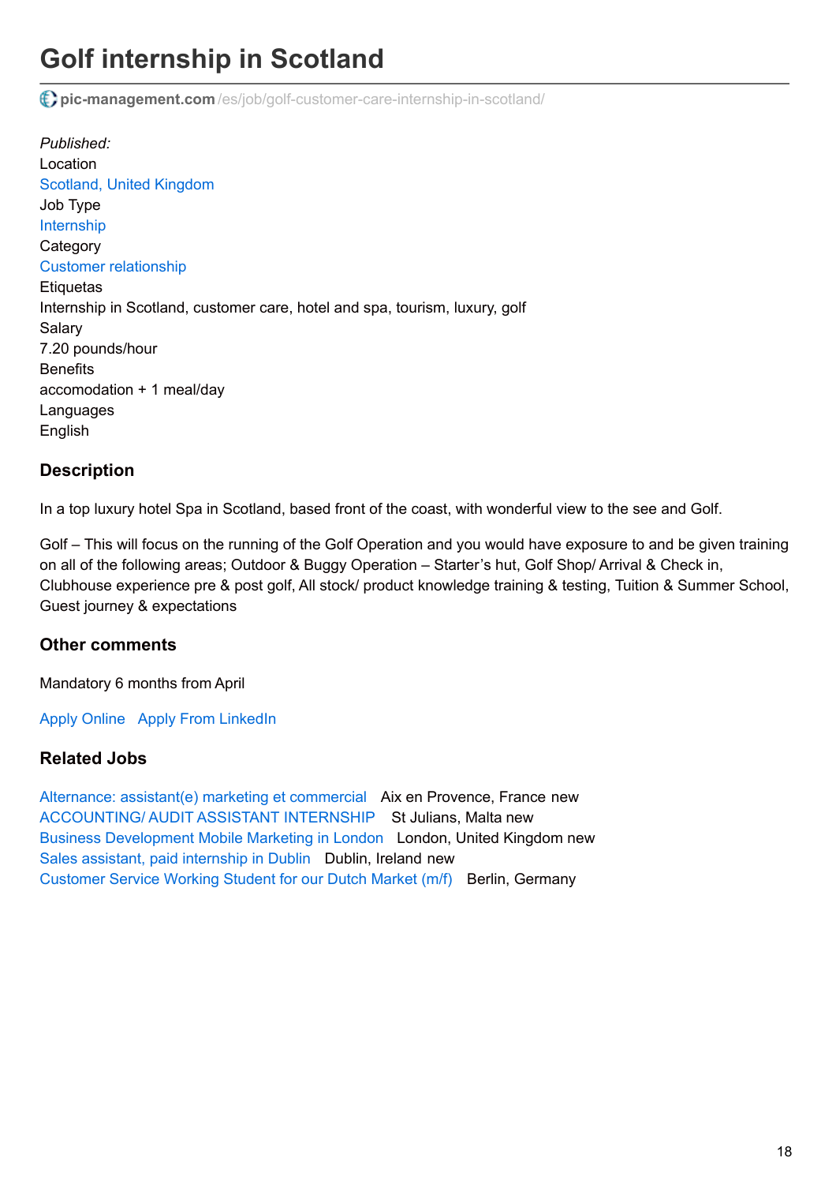# Golf internship in Scotland

pic-management.com /es/job/golf-customer-care-internship-in-scotland/

*Published:*
Location
Scotland, United Kingdom
Job Type
Internship
Category
Customer relationship
Etiquetas
Internship in Scotland, customer care, hotel and spa, tourism, luxury, golf
Salary
7.20 pounds/hour
Benefits
accomodation + 1 meal/day
Languages
English

### Description

In a top luxury hotel Spa in Scotland, based front of the coast, with wonderful view to the see and Golf.

Golf – This will focus on the running of the Golf Operation and you would have exposure to and be given training on all of the following areas; Outdoor & Buggy Operation – Starter's hut, Golf Shop/ Arrival & Check in, Clubhouse experience pre & post golf, All stock/ product knowledge training & testing, Tuition & Summer School, Guest journey & expectations

### Other comments

Mandatory 6 months from April

Apply Online   Apply From LinkedIn

### Related Jobs

Alternance: assistant(e) marketing et commercial   Aix en Provence, France new
ACCOUNTING/ AUDIT ASSISTANT INTERNSHIP   St Julians, Malta new
Business Development Mobile Marketing in London   London, United Kingdom new
Sales assistant, paid internship in Dublin   Dublin, Ireland new
Customer Service Working Student for our Dutch Market (m/f)   Berlin, Germany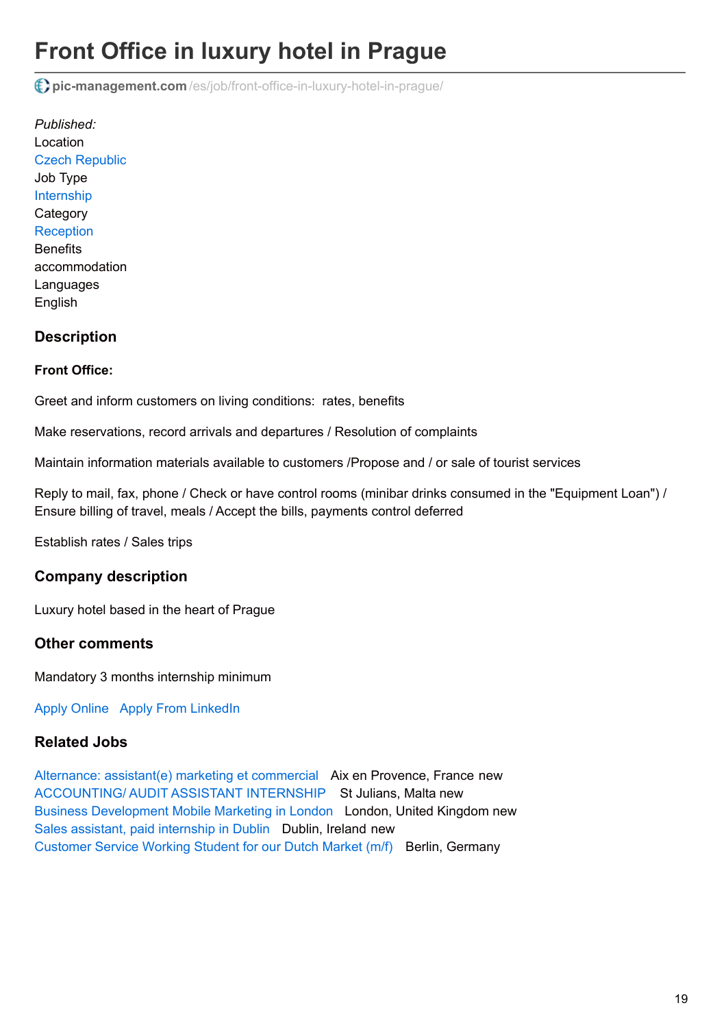# Front Office in luxury hotel in Prague

pic-management.com/es/job/front-office-in-luxury-hotel-in-prague/

*Published:*
Location
Czech Republic
Job Type
Internship
Category
Reception
Benefits
accommodation
Languages
English

### Description

**Front Office:**

Greet and inform customers on living conditions:  rates, benefits

Make reservations, record arrivals and departures / Resolution of complaints

Maintain information materials available to customers /Propose and / or sale of tourist services

Reply to mail, fax, phone / Check or have control rooms (minibar drinks consumed in the "Equipment Loan") / Ensure billing of travel, meals / Accept the bills, payments control deferred

Establish rates / Sales trips

### Company description

Luxury hotel based in the heart of Prague

### Other comments

Mandatory 3 months internship minimum

Apply Online   Apply From LinkedIn

### Related Jobs

Alternance: assistant(e) marketing et commercial   Aix en Provence, France new
ACCOUNTING/ AUDIT ASSISTANT INTERNSHIP   St Julians, Malta new
Business Development Mobile Marketing in London   London, United Kingdom new
Sales assistant, paid internship in Dublin   Dublin, Ireland new
Customer Service Working Student for our Dutch Market (m/f)   Berlin, Germany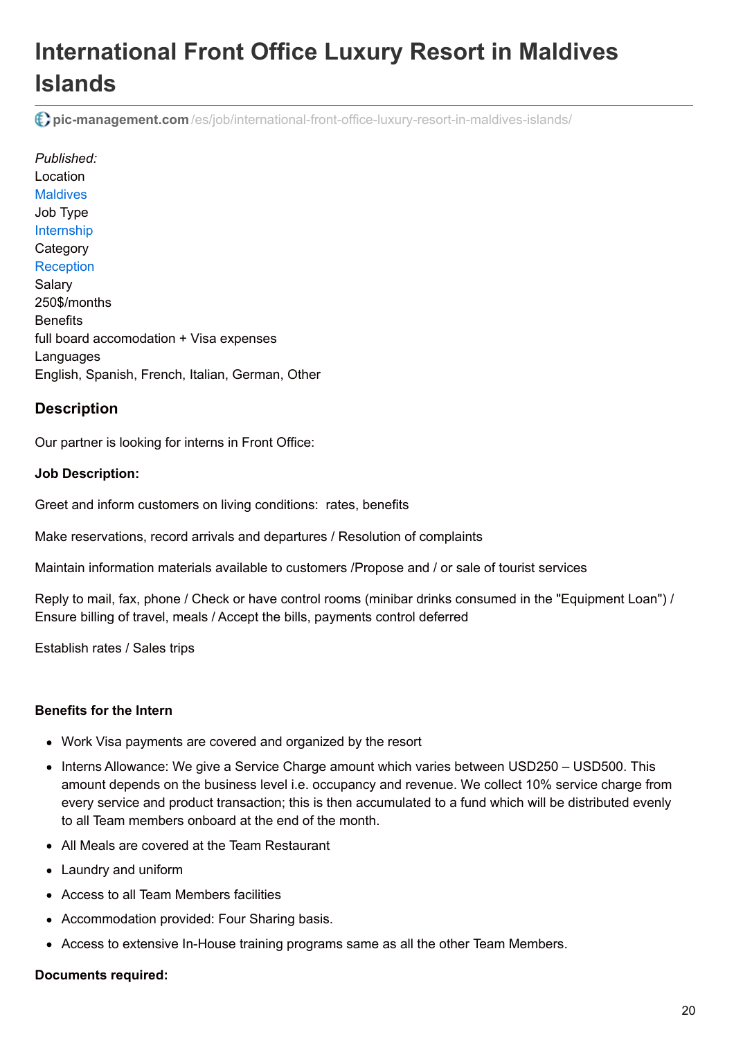# International Front Office Luxury Resort in Maldives Islands

pic-management.com/es/job/international-front-office-luxury-resort-in-maldives-islands/

*Published:*
Location
Maldives
Job Type
Internship
Category
Reception
Salary
250$/months
Benefits
full board accomodation + Visa expenses
Languages
English, Spanish, French, Italian, German, Other

## Description

Our partner is looking for interns in Front Office:

**Job Description:**

Greet and inform customers on living conditions: rates, benefits

Make reservations, record arrivals and departures / Resolution of complaints

Maintain information materials available to customers /Propose and / or sale of tourist services

Reply to mail, fax, phone / Check or have control rooms (minibar drinks consumed in the "Equipment Loan") / Ensure billing of travel, meals / Accept the bills, payments control deferred

Establish rates / Sales trips

**Benefits for the Intern**

- Work Visa payments are covered and organized by the resort
- Interns Allowance: We give a Service Charge amount which varies between USD250 – USD500. This amount depends on the business level i.e. occupancy and revenue. We collect 10% service charge from every service and product transaction; this is then accumulated to a fund which will be distributed evenly to all Team members onboard at the end of the month.
- All Meals are covered at the Team Restaurant
- Laundry and uniform
- Access to all Team Members facilities
- Accommodation provided: Four Sharing basis.
- Access to extensive In-House training programs same as all the other Team Members.

**Documents required:**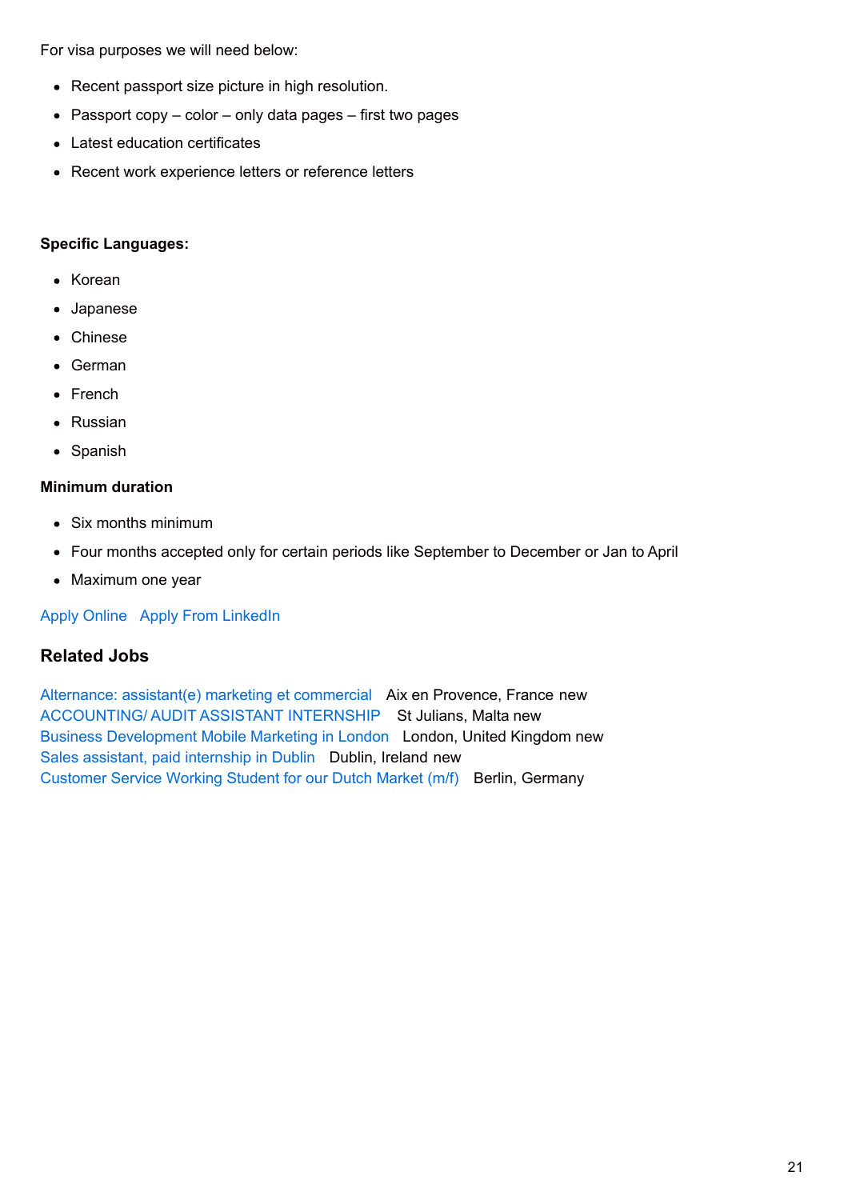For visa purposes we will need below:

- Recent passport size picture in high resolution.
- Passport copy – color – only data pages – first two pages
- Latest education certificates
- Recent work experience letters or reference letters

**Specific Languages:**

- Korean
- Japanese
- Chinese
- German
- French
- Russian
- Spanish

**Minimum duration**

- Six months minimum
- Four months accepted only for certain periods like September to December or Jan to April
- Maximum one year

Apply Online   Apply From LinkedIn

## Related Jobs

Alternance: assistant(e) marketing et commercial   Aix en Provence, France new
ACCOUNTING/ AUDIT ASSISTANT INTERNSHIP   St Julians, Malta new
Business Development Mobile Marketing in London   London, United Kingdom new
Sales assistant, paid internship in Dublin   Dublin, Ireland new
Customer Service Working Student for our Dutch Market (m/f)   Berlin, Germany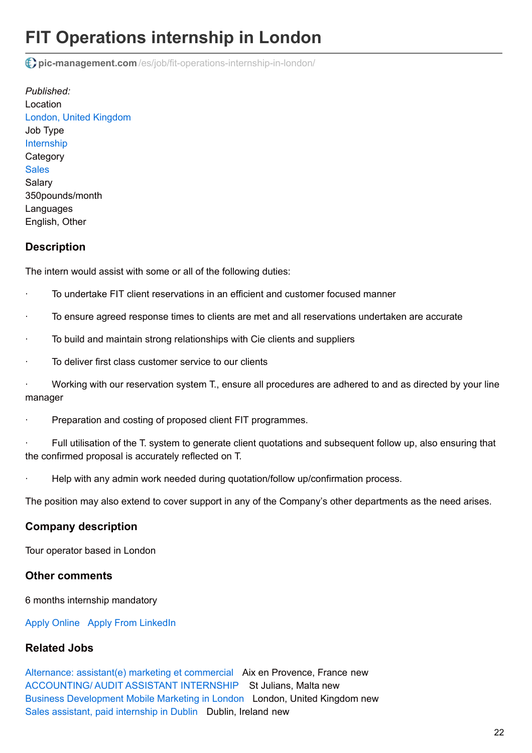# FIT Operations internship in London

pic-management.com/es/job/fit-operations-internship-in-london/

*Published:*
Location
London, United Kingdom
Job Type
Internship
Category
Sales
Salary
350pounds/month
Languages
English, Other

### Description

The intern would assist with some or all of the following duties:

- To undertake FIT client reservations in an efficient and customer focused manner
- To ensure agreed response times to clients are met and all reservations undertaken are accurate
- To build and maintain strong relationships with Cie clients and suppliers
- To deliver first class customer service to our clients
- Working with our reservation system T., ensure all procedures are adhered to and as directed by your line manager
- Preparation and costing of proposed client FIT programmes.
- Full utilisation of the T. system to generate client quotations and subsequent follow up, also ensuring that the confirmed proposal is accurately reflected on T.
- Help with any admin work needed during quotation/follow up/confirmation process.

The position may also extend to cover support in any of the Company's other departments as the need arises.

### Company description

Tour operator based in London

### Other comments

6 months internship mandatory

Apply Online   Apply From LinkedIn

### Related Jobs

Alternance: assistant(e) marketing et commercial   Aix en Provence, France new
ACCOUNTING/ AUDIT ASSISTANT INTERNSHIP   St Julians, Malta new
Business Development Mobile Marketing in London   London, United Kingdom new
Sales assistant, paid internship in Dublin   Dublin, Ireland new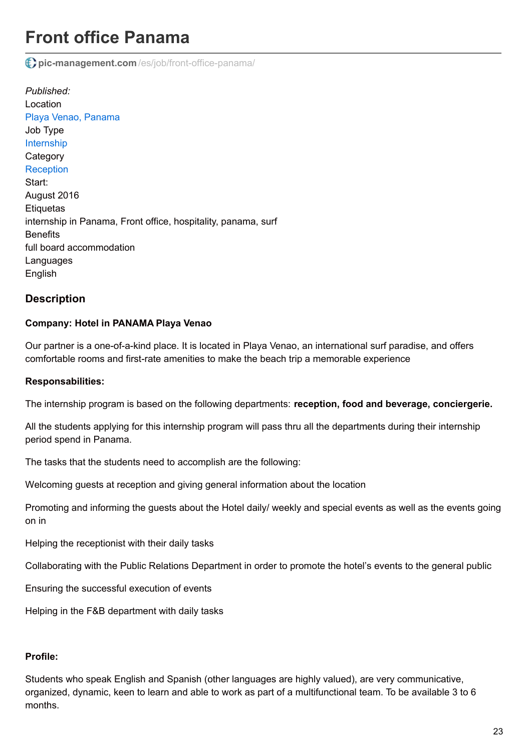# Front office Panama

pic-management.com/es/job/front-office-panama/

*Published:*
Location
Playa Venao, Panama
Job Type
Internship
Category
Reception
Start:
August 2016
Etiquetas
internship in Panama, Front office, hospitality, panama, surf
Benefits
full board accommodation
Languages
English

## Description

**Company: Hotel in PANAMA Playa Venao**

Our partner is a one-of-a-kind place. It is located in Playa Venao, an international surf paradise, and offers comfortable rooms and first-rate amenities to make the beach trip a memorable experience

**Responsabilities:**

The internship program is based on the following departments: **reception, food and beverage, conciergerie.**

All the students applying for this internship program will pass thru all the departments during their internship period spend in Panama.

The tasks that the students need to accomplish are the following:

Welcoming guests at reception and giving general information about the location

Promoting and informing the guests about the Hotel daily/ weekly and special events as well as the events going on in

Helping the receptionist with their daily tasks

Collaborating with the Public Relations Department in order to promote the hotel's events to the general public

Ensuring the successful execution of events

Helping in the F&B department with daily tasks

**Profile:**

Students who speak English and Spanish (other languages are highly valued), are very communicative, organized, dynamic, keen to learn and able to work as part of a multifunctional team. To be available 3 to 6 months.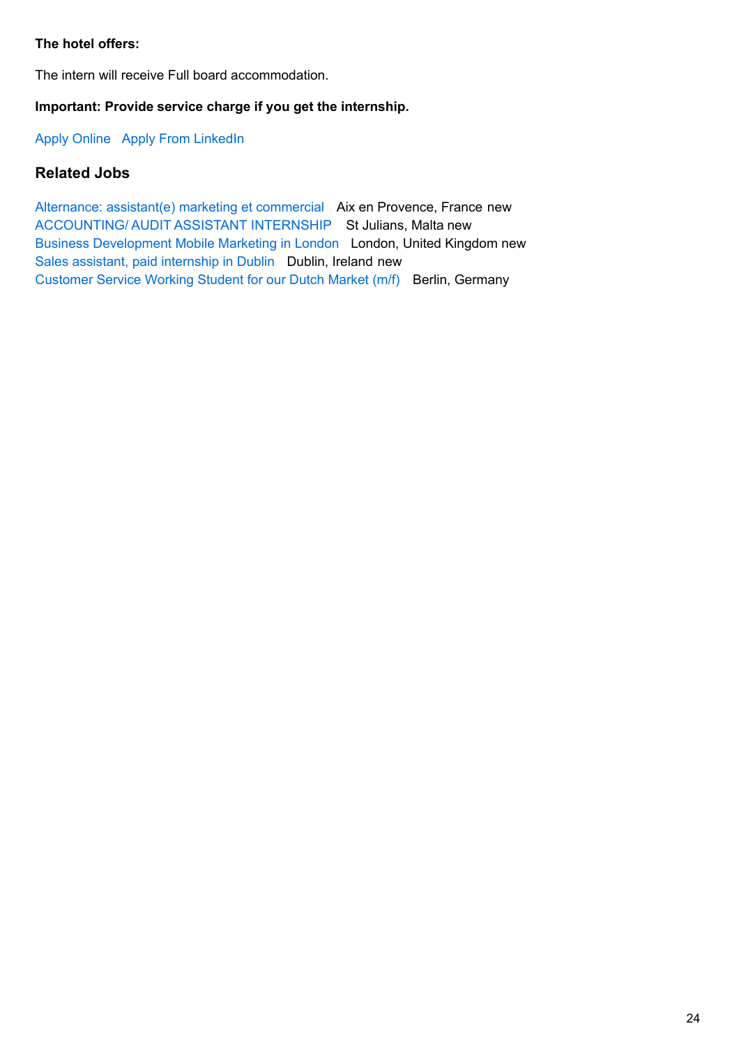**The hotel offers:**

The intern will receive Full board accommodation.

**Important: Provide service charge if you get the internship.**

Apply Online Apply From LinkedIn

## Related Jobs

Alternance: assistant(e) marketing et commercial Aix en Provence, France new
ACCOUNTING/ AUDIT ASSISTANT INTERNSHIP St Julians, Malta new
Business Development Mobile Marketing in London London, United Kingdom new
Sales assistant, paid internship in Dublin Dublin, Ireland new
Customer Service Working Student for our Dutch Market (m/f) Berlin, Germany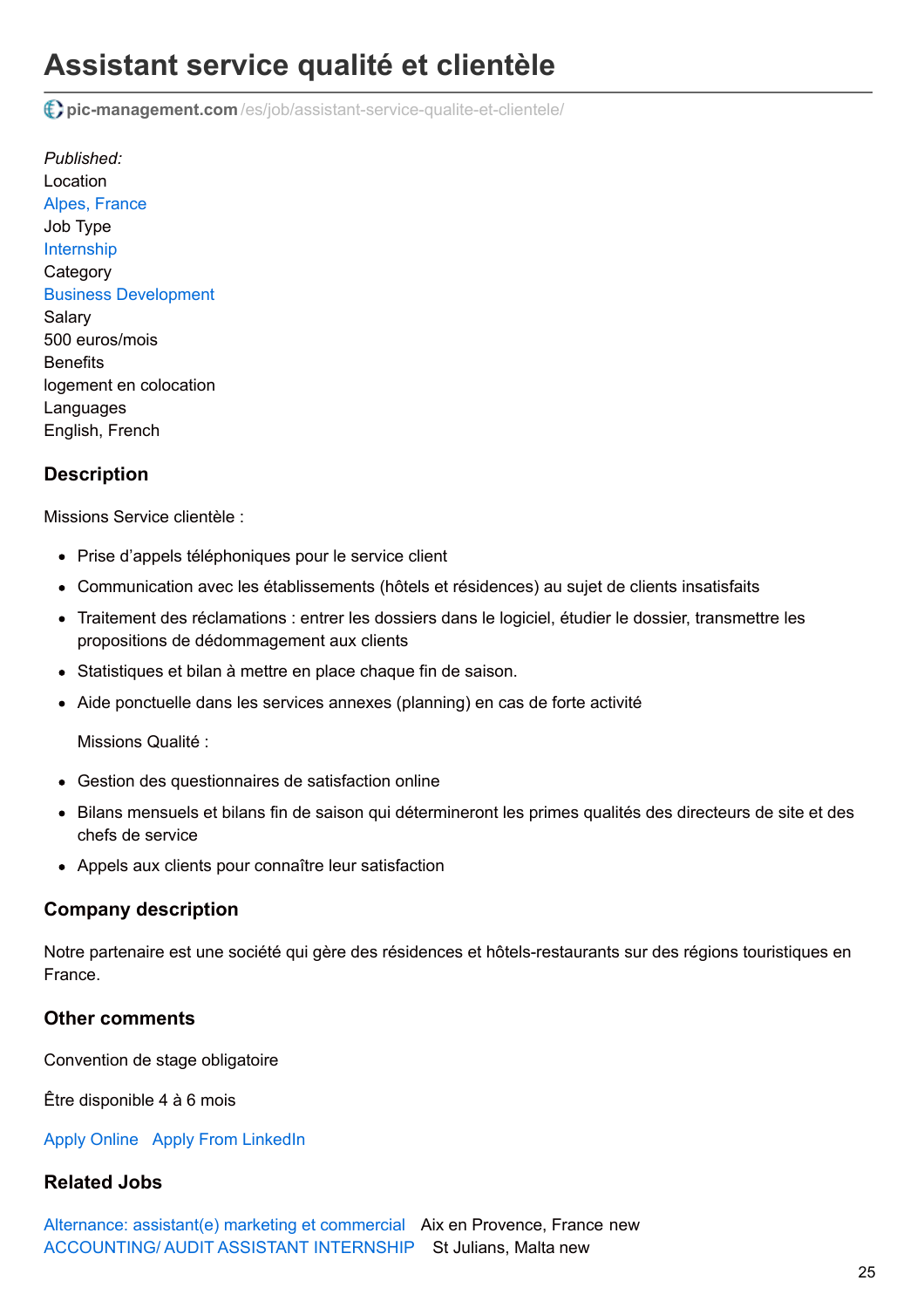# Assistant service qualité et clientèle

pic-management.com/es/job/assistant-service-qualite-et-clientele/

*Published:*
Location
Alpes, France
Job Type
Internship
Category
Business Development
Salary
500 euros/mois
Benefits
logement en colocation
Languages
English, French

### Description

Missions Service clientèle :

- Prise d'appels téléphoniques pour le service client
- Communication avec les établissements (hôtels et résidences) au sujet de clients insatisfaits
- Traitement des réclamations : entrer les dossiers dans le logiciel, étudier le dossier, transmettre les propositions de dédommagement aux clients
- Statistiques et bilan à mettre en place chaque fin de saison.
- Aide ponctuelle dans les services annexes (planning) en cas de forte activité

  Missions Qualité :

- Gestion des questionnaires de satisfaction online
- Bilans mensuels et bilans fin de saison qui détermineront les primes qualités des directeurs de site et des chefs de service
- Appels aux clients pour connaître leur satisfaction

### Company description

Notre partenaire est une société qui gère des résidences et hôtels-restaurants sur des régions touristiques en France.

### Other comments

Convention de stage obligatoire

Être disponible 4 à 6 mois

Apply Online   Apply From LinkedIn

### Related Jobs

Alternance: assistant(e) marketing et commercial   Aix en Provence, France new
ACCOUNTING/ AUDIT ASSISTANT INTERNSHIP   St Julians, Malta new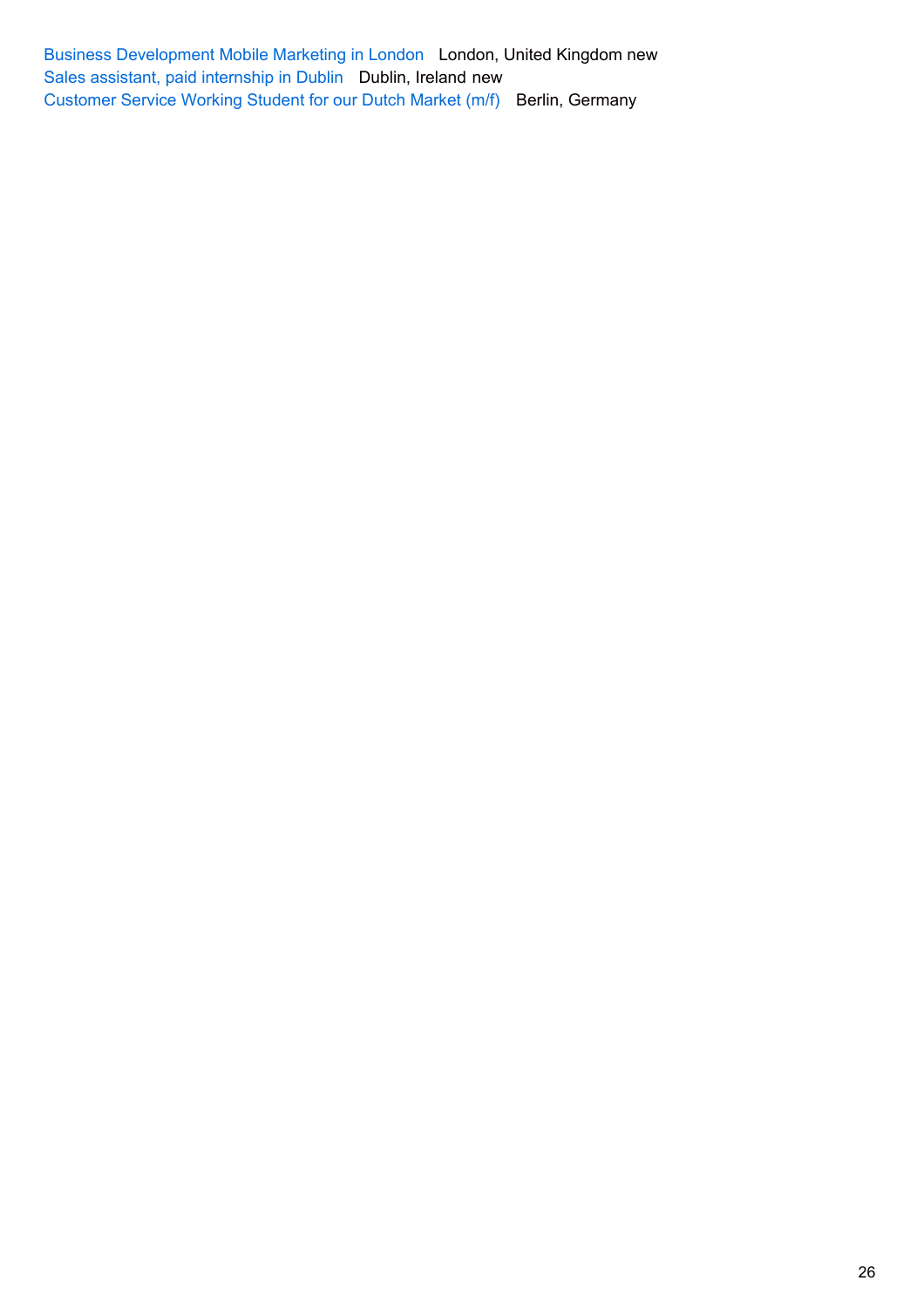Business Development Mobile Marketing in London London, United Kingdom new
Sales assistant, paid internship in Dublin Dublin, Ireland new
Customer Service Working Student for our Dutch Market (m/f) Berlin, Germany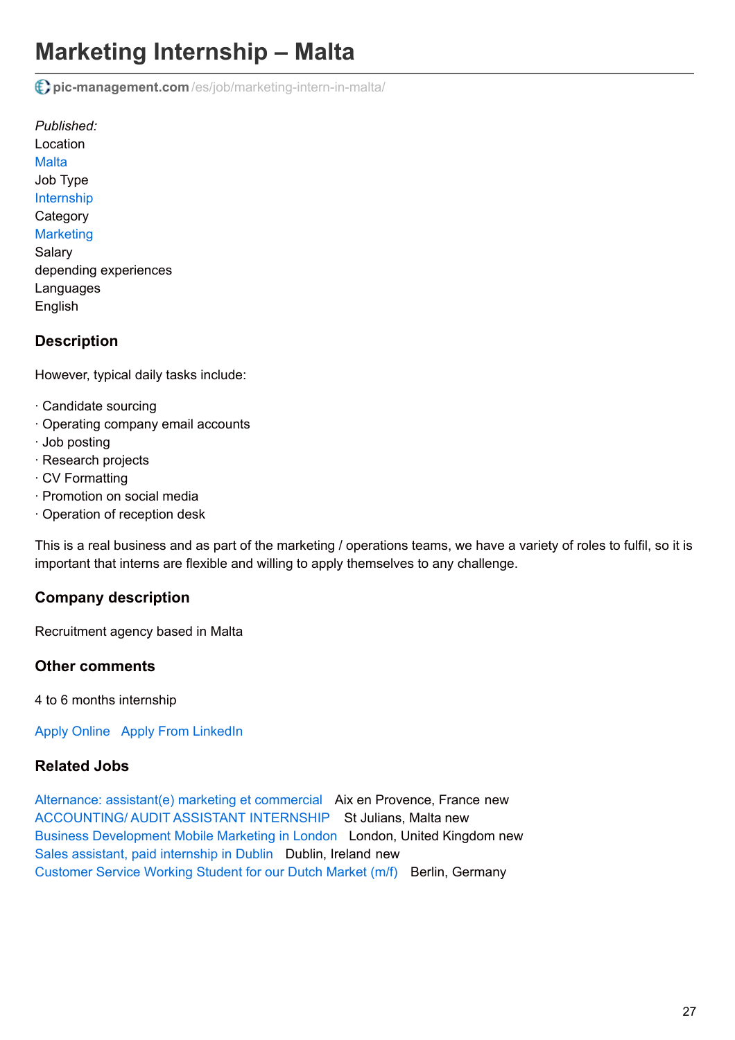# Marketing Internship – Malta

pic-management.com/es/job/marketing-intern-in-malta/

*Published:*

Location

Malta

Job Type

Internship

Category

Marketing

Salary

depending experiences

Languages

English

### Description

However, typical daily tasks include:

· Candidate sourcing
· Operating company email accounts
· Job posting
· Research projects
· CV Formatting
· Promotion on social media
· Operation of reception desk

This is a real business and as part of the marketing / operations teams, we have a variety of roles to fulfil, so it is important that interns are flexible and willing to apply themselves to any challenge.

### Company description

Recruitment agency based in Malta

### Other comments

4 to 6 months internship

Apply Online   Apply From LinkedIn

### Related Jobs

Alternance: assistant(e) marketing et commercial   Aix en Provence, France new
ACCOUNTING/ AUDIT ASSISTANT INTERNSHIP   St Julians, Malta new
Business Development Mobile Marketing in London   London, United Kingdom new
Sales assistant, paid internship in Dublin   Dublin, Ireland new
Customer Service Working Student for our Dutch Market (m/f)   Berlin, Germany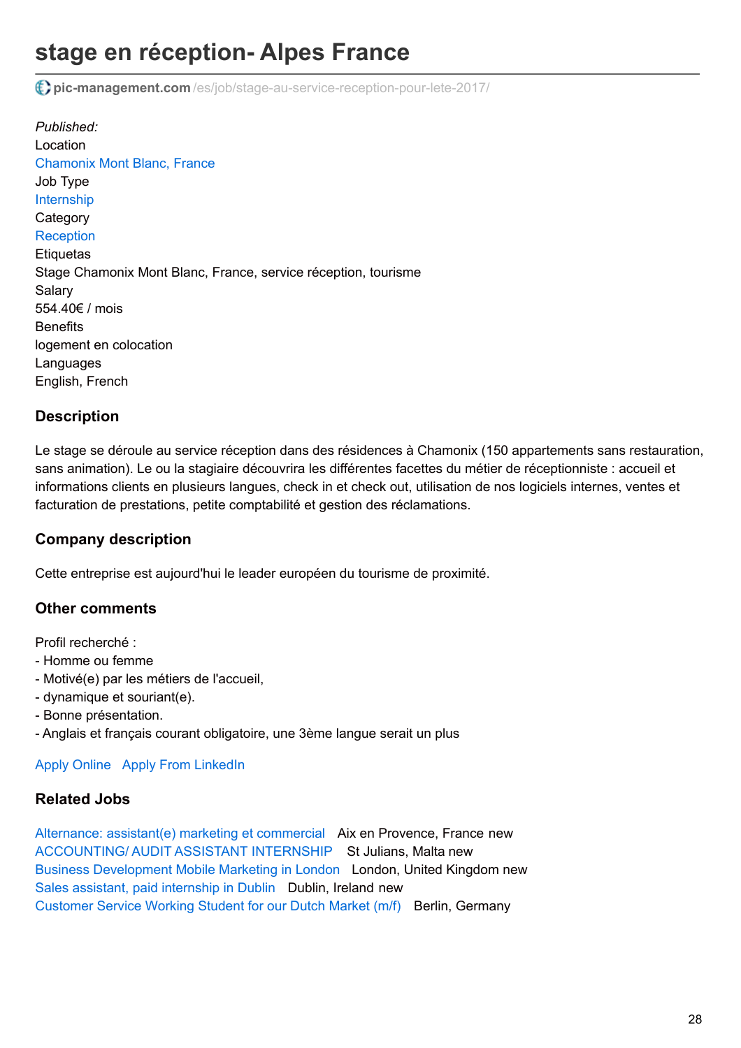# stage en réception- Alpes France

pic-management.com/es/job/stage-au-service-reception-pour-lete-2017/

*Published:*
Location
Chamonix Mont Blanc, France
Job Type
Internship
Category
Reception
Etiquetas
Stage Chamonix Mont Blanc, France, service réception, tourisme
Salary
554.40€ / mois
Benefits
logement en colocation
Languages
English, French

## Description

Le stage se déroule au service réception dans des résidences à Chamonix (150 appartements sans restauration, sans animation). Le ou la stagiaire découvrira les différentes facettes du métier de réceptionniste : accueil et informations clients en plusieurs langues, check in et check out, utilisation de nos logiciels internes, ventes et facturation de prestations, petite comptabilité et gestion des réclamations.

## Company description

Cette entreprise est aujourd'hui le leader européen du tourisme de proximité.

## Other comments

Profil recherché :
- Homme ou femme
- Motivé(e) par les métiers de l'accueil,
- dynamique et souriant(e).
- Bonne présentation.
- Anglais et français courant obligatoire, une 3ème langue serait un plus

Apply Online   Apply From LinkedIn

## Related Jobs

Alternance: assistant(e) marketing et commercial   Aix en Provence, France new
ACCOUNTING/ AUDIT ASSISTANT INTERNSHIP   St Julians, Malta new
Business Development Mobile Marketing in London   London, United Kingdom new
Sales assistant, paid internship in Dublin   Dublin, Ireland new
Customer Service Working Student for our Dutch Market (m/f)   Berlin, Germany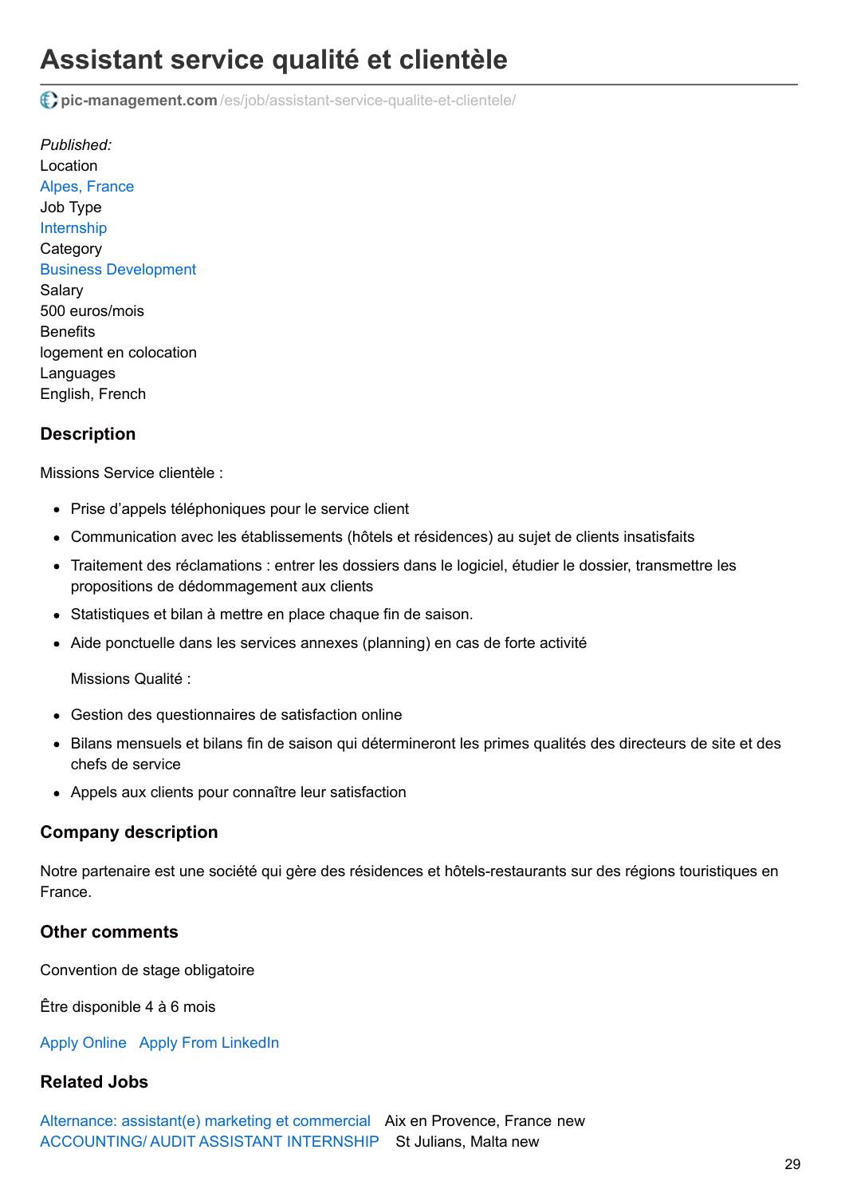# Assistant service qualité et clientèle

pic-management.com /es/job/assistant-service-qualite-et-clientele/

*Published:*
Location
Alpes, France
Job Type
Internship
Category
Business Development
Salary
500 euros/mois
Benefits
logement en colocation
Languages
English, French

### Description

Missions Service clientèle :

- Prise d'appels téléphoniques pour le service client
- Communication avec les établissements (hôtels et résidences) au sujet de clients insatisfaits
- Traitement des réclamations : entrer les dossiers dans le logiciel, étudier le dossier, transmettre les propositions de dédommagement aux clients
- Statistiques et bilan à mettre en place chaque fin de saison.
- Aide ponctuelle dans les services annexes (planning) en cas de forte activité

  Missions Qualité :

- Gestion des questionnaires de satisfaction online
- Bilans mensuels et bilans fin de saison qui détermineront les primes qualités des directeurs de site et des chefs de service
- Appels aux clients pour connaître leur satisfaction

### Company description

Notre partenaire est une société qui gère des résidences et hôtels-restaurants sur des régions touristiques en France.

### Other comments

Convention de stage obligatoire

Être disponible 4 à 6 mois

Apply Online   Apply From LinkedIn

### Related Jobs

Alternance: assistant(e) marketing et commercial   Aix en Provence, France new
ACCOUNTING/ AUDIT ASSISTANT INTERNSHIP   St Julians, Malta new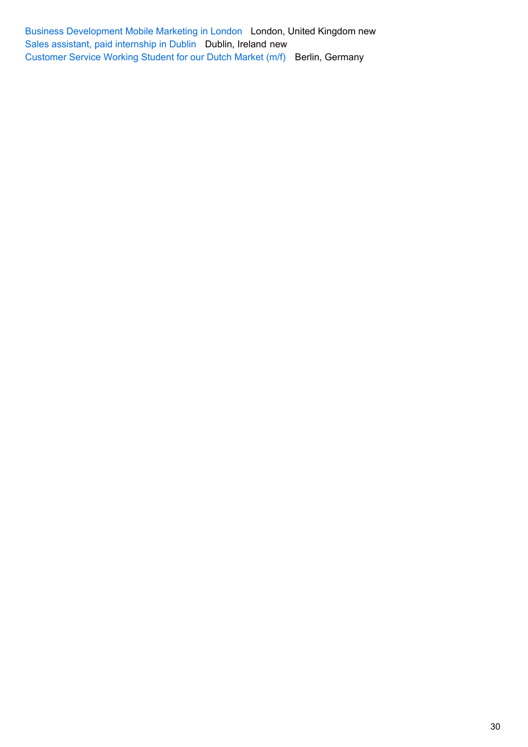Business Development Mobile Marketing in London London, United Kingdom new
Sales assistant, paid internship in Dublin Dublin, Ireland new
Customer Service Working Student for our Dutch Market (m/f) Berlin, Germany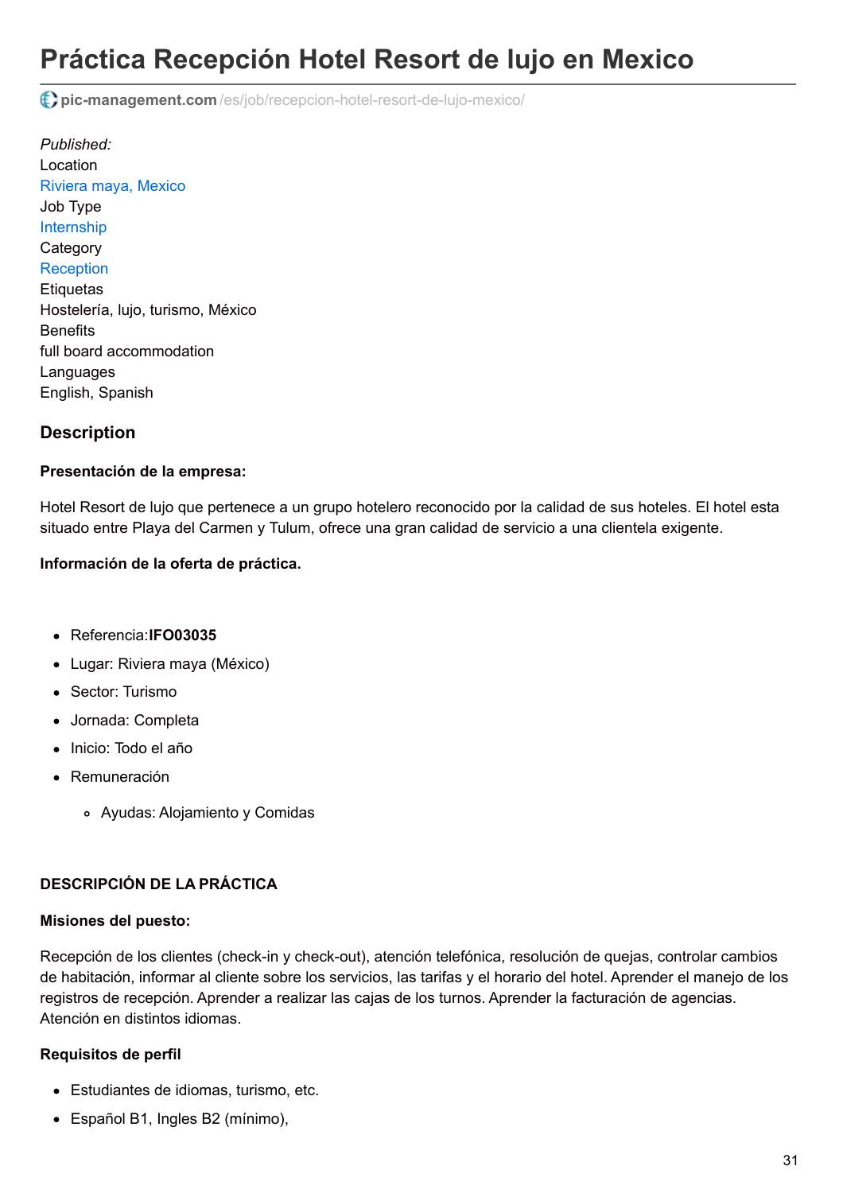# Práctica Recepción Hotel Resort de lujo en Mexico

pic-management.com /es/job/recepcion-hotel-resort-de-lujo-mexico/

*Published:*
Location
Riviera maya, Mexico
Job Type
Internship
Category
Reception
Etiquetas
Hostelería, lujo, turismo, México
Benefits
full board accommodation
Languages
English, Spanish

## Description

**Presentación de la empresa:**

Hotel Resort de lujo que pertenece a un grupo hotelero reconocido por la calidad de sus hoteles. El hotel esta situado entre Playa del Carmen y Tulum, ofrece una gran calidad de servicio a una clientela exigente.

**Información de la oferta de práctica.**

- Referencia:**IFO03035**
- Lugar: Riviera maya (México)
- Sector: Turismo
- Jornada: Completa
- Inicio: Todo el año
- Remuneración
  - Ayudas: Alojamiento y Comidas

**DESCRIPCIÓN DE LA PRÁCTICA**

**Misiones del puesto:**

Recepción de los clientes (check-in y check-out), atención telefónica, resolución de quejas, controlar cambios de habitación, informar al cliente sobre los servicios, las tarifas y el horario del hotel. Aprender el manejo de los registros de recepción. Aprender a realizar las cajas de los turnos. Aprender la facturación de agencias. Atención en distintos idiomas.

**Requisitos de perfil**

- Estudiantes de idiomas, turismo, etc.
- Español B1, Ingles B2 (mínimo),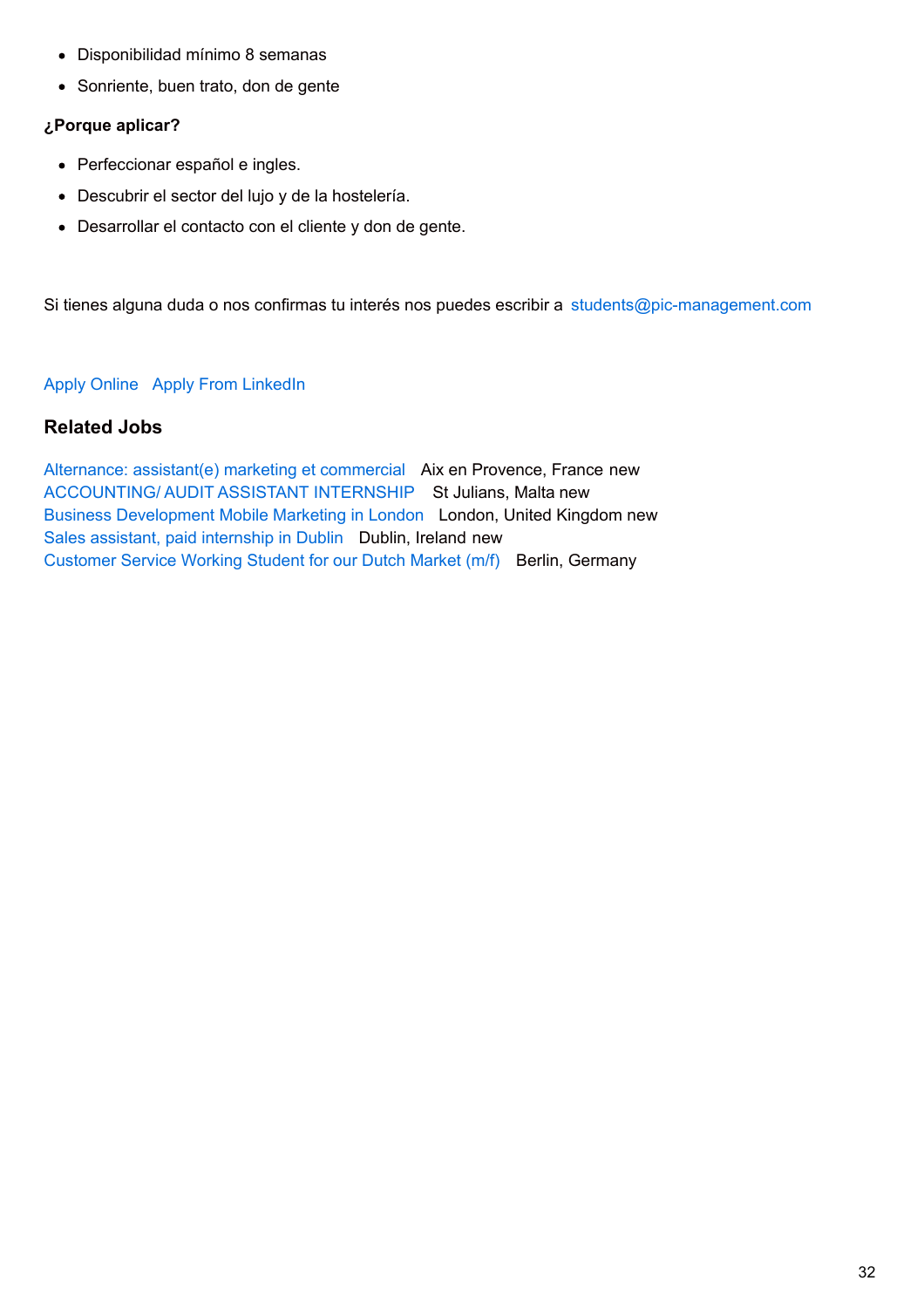- Disponibilidad mínimo 8 semanas
- Sonriente, buen trato, don de gente

**¿Porque aplicar?**

- Perfeccionar español e ingles.
- Descubrir el sector del lujo y de la hostelería.
- Desarrollar el contacto con el cliente y don de gente.

Si tienes alguna duda o nos confirmas tu interés nos puedes escribir a students@pic-management.com

Apply Online   Apply From LinkedIn

### Related Jobs

Alternance: assistant(e) marketing et commercial   Aix en Provence, France new
ACCOUNTING/ AUDIT ASSISTANT INTERNSHIP   St Julians, Malta new
Business Development Mobile Marketing in London   London, United Kingdom new
Sales assistant, paid internship in Dublin   Dublin, Ireland new
Customer Service Working Student for our Dutch Market (m/f)   Berlin, Germany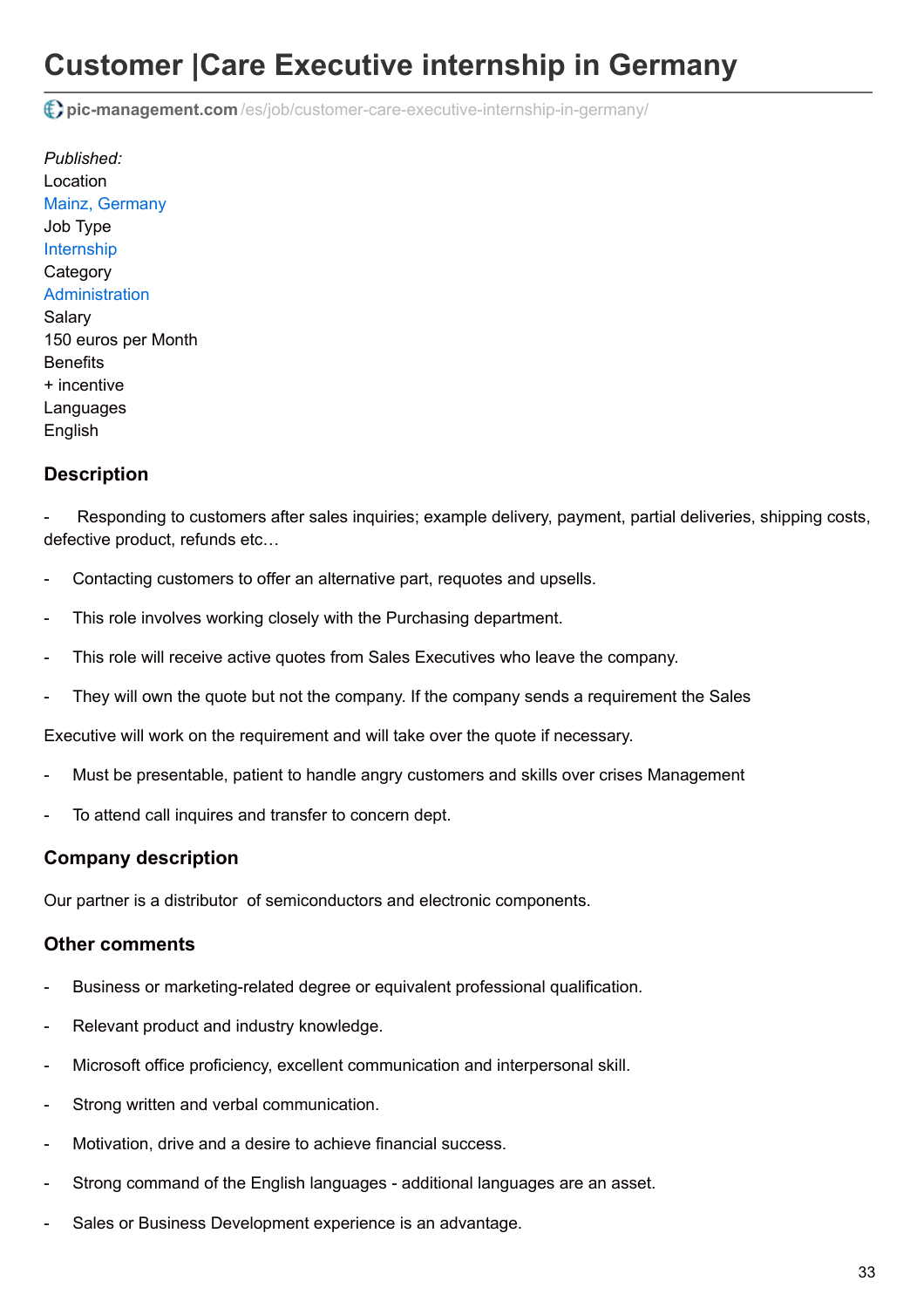# Customer |Care Executive internship in Germany

pic-management.com/es/job/customer-care-executive-internship-in-germany/

*Published:*
Location
Mainz, Germany
Job Type
Internship
Category
Administration
Salary
150 euros per Month
Benefits
+ incentive
Languages
English

### Description

- Responding to customers after sales inquiries; example delivery, payment, partial deliveries, shipping costs, defective product, refunds etc…

- Contacting customers to offer an alternative part, requotes and upsells.

- This role involves working closely with the Purchasing department.

- This role will receive active quotes from Sales Executives who leave the company.

- They will own the quote but not the company. If the company sends a requirement the Sales

Executive will work on the requirement and will take over the quote if necessary.

- Must be presentable, patient to handle angry customers and skills over crises Management

- To attend call inquires and transfer to concern dept.

### Company description

Our partner is a distributor of semiconductors and electronic components.

### Other comments

- Business or marketing-related degree or equivalent professional qualification.

- Relevant product and industry knowledge.

- Microsoft office proficiency, excellent communication and interpersonal skill.

- Strong written and verbal communication.

- Motivation, drive and a desire to achieve financial success.

- Strong command of the English languages - additional languages are an asset.

- Sales or Business Development experience is an advantage.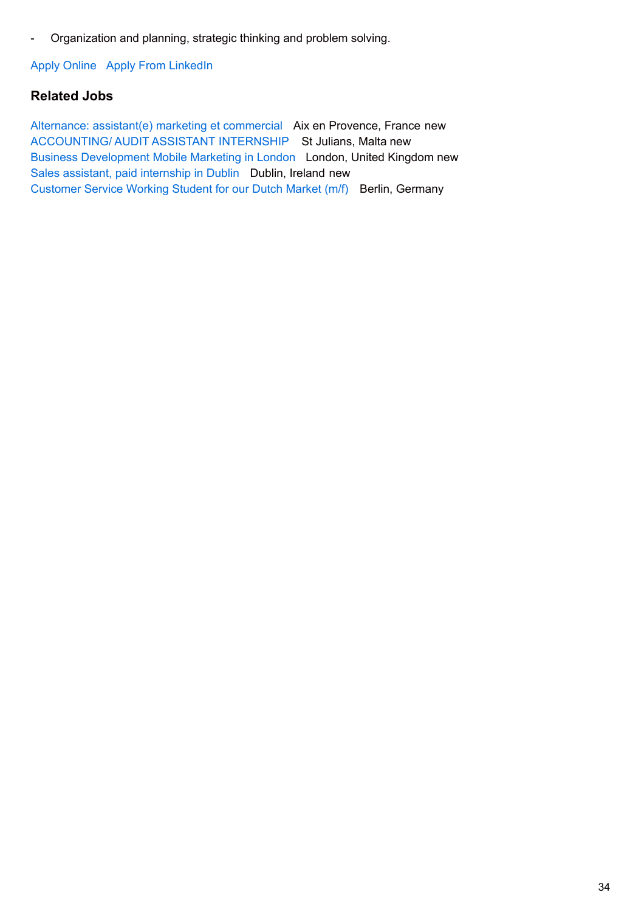- Organization and planning, strategic thinking and problem solving.

Apply Online   Apply From LinkedIn

## Related Jobs

Alternance: assistant(e) marketing et commercial   Aix en Provence, France new
ACCOUNTING/ AUDIT ASSISTANT INTERNSHIP   St Julians, Malta new
Business Development Mobile Marketing in London   London, United Kingdom new
Sales assistant, paid internship in Dublin   Dublin, Ireland new
Customer Service Working Student for our Dutch Market (m/f)   Berlin, Germany